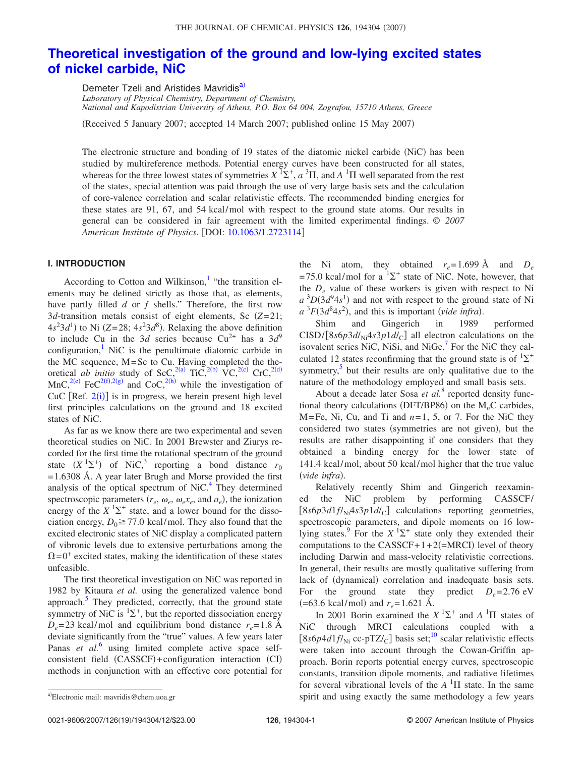# Theoretical investigation of the ground and low-lying excited states of nickel carbide, NiC

Demeter Tzeli and Aristides Mavridis[a]

*Laboratory of Physical Chemistry, Department of Chemistry, National and Kapodistrian University of Athens, P.O. Box 64 004, Zografou, 15710 Athens, Greece*

(Received 5 January 2007; accepted 14 March 2007; published online 15 May 2007)

The electronic structure and bonding of 19 states of the diatomic nickel carbide (NiC) has been studied by multireference methods. Potential energy curves have been constructed for all states, whereas for the three lowest states of symmetries $X\,^1\Sigma^+$, $a\,^3\Pi$, and $A\,^1\Pi$ well separated from the rest of the states, special attention was paid through the use of very large basis sets and the calculation of core-valence correlation and scalar relativistic effects. The recommended binding energies for these states are 91, 67, and 54 kcal/mol with respect to the ground state atoms. Our results in general can be considered in fair agreement with the limited experimental findings. © *2007 American Institute of Physics*. [DOI: 10.1063/1.2723114]

## I. INTRODUCTION

According to Cotton and Wilkinson,[1] "the transition elements may be defined strictly as those that, as elements, have partly filled *d* or *f* shells." Therefore, the first row 3*d*-transition metals consist of eight elements, Sc ($Z=21$; $4s^23d^1$) to Ni ($Z=28$; $4s^23d^8$). Relaxing the above definition to include Cu in the 3*d* series because $Cu^{2+}$ has a $3d^9$ configuration,[1] NiC is the penultimate diatomic carbide in the MC sequence, M=Sc to Cu. Having completed the theoretical *ab initio* study of ScC,[2(a)] TiC,[2(b)] VC,[2(c)] CrC,[2(d)] MnC,[2(e)] FeC[2(f),2(g)] and CoC,[2(h)] while the investigation of CuC [Ref. 2(i)] is in progress, we herein present high level first principles calculations on the ground and 18 excited states of NiC.

As far as we know there are two experimental and seven theoretical studies on NiC. In 2001 Brewster and Ziurys recorded for the first time the rotational spectrum of the ground state ($X\,^1\Sigma^+$) of NiC,[3] reporting a bond distance $r_0=1.6308$ Å. A year later Brugh and Morse provided the first analysis of the optical spectrum of NiC.[4] They determined spectroscopic parameters ($r_e$, $\omega_e$, $\omega_e x_e$, and $a_e$), the ionization energy of the $X\,^1\Sigma^+$ state, and a lower bound for the dissociation energy, $D_0 \geq 77.0$ kcal/mol. They also found that the excited electronic states of NiC display a complicated pattern of vibronic levels due to extensive perturbations among the $\Omega=0^+$ excited states, making the identification of these states unfeasible.

The first theoretical investigation on NiC was reported in 1982 by Kitaura *et al.* using the generalized valence bond approach.[5] They predicted, correctly, that the ground state symmetry of NiC is $^1\Sigma^+$, but the reported dissociation energy $D_e=23$ kcal/mol and equilibrium bond distance $r_e=1.8$ Å deviate significantly from the "true" values. A few years later Panas *et al.*[6] using limited complete active space self-consistent field (CASSCF)+configuration interaction (CI) methods in conjunction with an effective core potential for the Ni atom, they obtained $r_e=1.699$ Å and $D_e=75.0$ kcal/mol for a $^1\Sigma^+$ state of NiC. Note, however, that the $D_e$ value of these workers is given with respect to Ni $a\,^3D(3d^94s^1)$ and not with respect to the ground state of Ni $a\,^3F(3d^84s^2)$, and this is important (*vide infra*).

Shim and Gingerich in 1989 performed CISD/[$8s6p3d/_{\mathrm{Ni}}4s3p1d/_{\mathrm{C}}$] all electron calculations on the isovalent series NiC, NiSi, and NiGe.[7] For the NiC they calculated 12 states reconfirming that the ground state is of $^1\Sigma^+$ symmetry,[5] but their results are only qualitative due to the nature of the methodology employed and small basis sets.

About a decade later Sosa *et al.*[8] reported density functional theory calculations (DFT/BP86) on the $M_nC$ carbides, M=Fe, Ni, Cu, and Ti and $n=1$, 5, or 7. For the NiC they considered two states (symmetries are not given), but the results are rather disappointing if one considers that they obtained a binding energy for the lower state of 141.4 kcal/mol, about 50 kcal/mol higher that the true value (*vide infra*).

Relatively recently Shim and Gingerich reexamined the NiC problem by performing CASSCF/[$8s6p3d1f/_{\mathrm{Ni}}4s3p1d/_{\mathrm{C}}$] calculations reporting geometries, spectroscopic parameters, and dipole moments on 16 low-lying states.[9] For the $X\,^1\Sigma^+$ state only they extended their computations to the CASSCF+1+2(=MRCI) level of theory including Darwin and mass-velocity relativistic corrections. In general, their results are mostly qualitative suffering from lack of (dynamical) correlation and inadequate basis sets. For the ground state they predict $D_e=2.76$ eV (=63.6 kcal/mol) and $r_e=1.621$ Å.

In 2001 Borin examined the $X\,^1\Sigma^+$ and $A\,^1\Pi$ states of NiC through MRCI calculations coupled with a [$8s6p4d1f/_{\mathrm{Ni}}$ cc-pTZ/$_{\mathrm{C}}$] basis set;[10] scalar relativistic effects were taken into account through the Cowan-Griffin approach. Borin reports potential energy curves, spectroscopic constants, transition dipole moments, and radiative lifetimes for several vibrational levels of the $A\,^1\Pi$ state. In the same spirit and using exactly the same methodology a few years

[a]Electronic mail: mavridis@chem.uoa.gr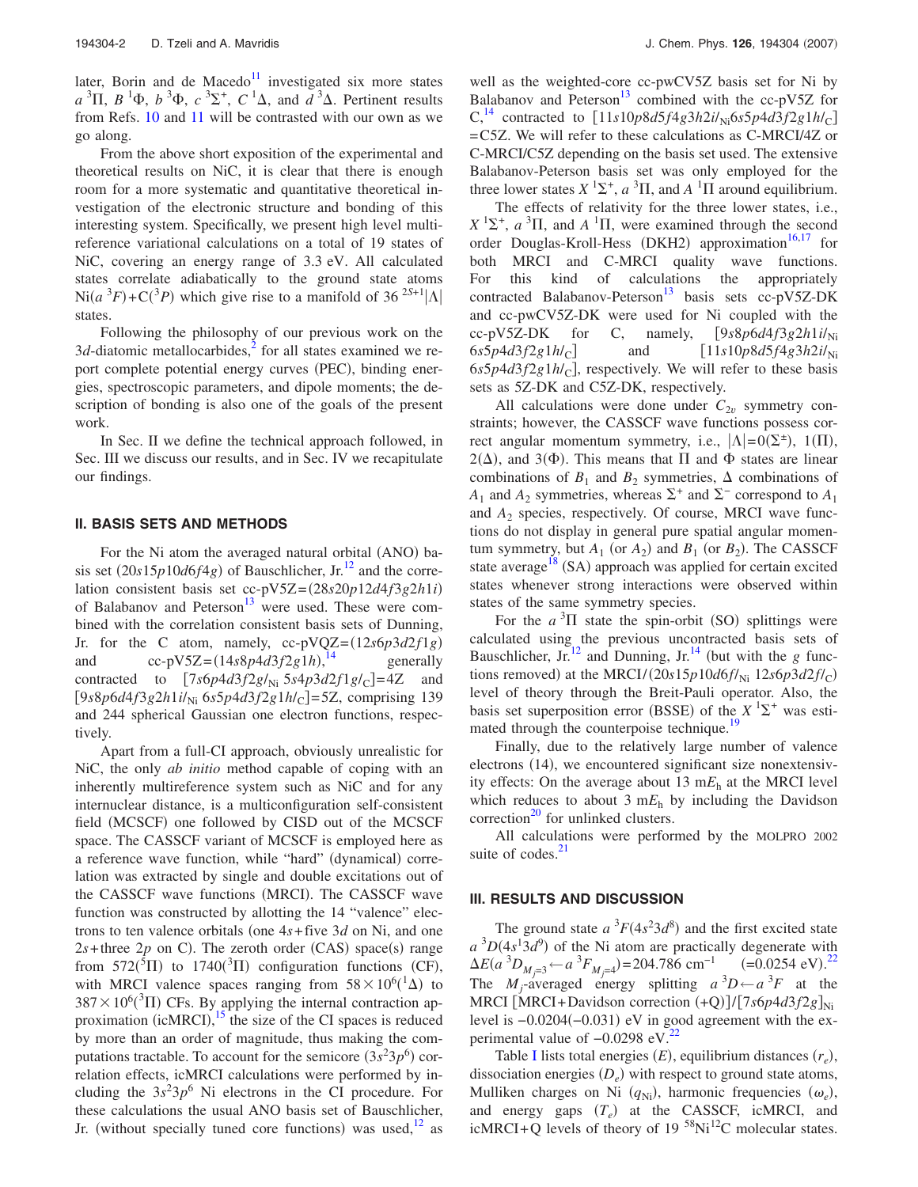later, Borin and de Macedo[11] investigated six more states $a\,^3\Pi$, $B\,^1\Phi$, $b\,^3\Phi$, $c\,^3\Sigma^+$, $C\,^1\Delta$, and $d\,^3\Delta$. Pertinent results from Refs. 10 and 11 will be contrasted with our own as we go along.

From the above short exposition of the experimental and theoretical results on NiC, it is clear that there is enough room for a more systematic and quantitative theoretical investigation of the electronic structure and bonding of this interesting system. Specifically, we present high level multireference variational calculations on a total of 19 states of NiC, covering an energy range of 3.3 eV. All calculated states correlate adiabatically to the ground state atoms $\mathrm{Ni}(a\,^3F)+\mathrm{C}(^3P)$ which give rise to a manifold of 36 $^{2S+1}|\Lambda|$ states.

Following the philosophy of our previous work on the 3$d$-diatomic metallocarbides,[2] for all states examined we report complete potential energy curves (PEC), binding energies, spectroscopic parameters, and dipole moments; the description of bonding is also one of the goals of the present work.

In Sec. II we define the technical approach followed, in Sec. III we discuss our results, and in Sec. IV we recapitulate our findings.

## II. BASIS SETS AND METHODS

For the Ni atom the averaged natural orbital (ANO) basis set $(20s15p10d6f4g)$ of Bauschlicher, Jr.[12] and the correlation consistent basis set cc-pV5Z=$(28s20p12d4f3g2h1i)$ of Balabanov and Peterson[13] were used. These were combined with the correlation consistent basis sets of Dunning, Jr. for the C atom, namely, cc-pVQZ=$(12s6p3d2f1g)$ and cc-pV5Z=$(14s8p4d3f2g1h)$,[14] generally contracted to $[7s6p4d3f2g/_{\mathrm{Ni}}\;5s4p3d2f1g/_{\mathrm{C}}]$=4Z and $[9s8p6d4f3g2h1i/_{\mathrm{Ni}}\;6s5p4d3f2g1h/_{\mathrm{C}}]$=5Z, comprising 139 and 244 spherical Gaussian one electron functions, respectively.

Apart from a full-CI approach, obviously unrealistic for NiC, the only *ab initio* method capable of coping with an inherently multireference system such as NiC and for any internuclear distance, is a multiconfiguration self-consistent field (MCSCF) one followed by CISD out of the MCSCF space. The CASSCF variant of MCSCF is employed here as a reference wave function, while "hard" (dynamical) correlation was extracted by single and double excitations out of the CASSCF wave functions (MRCI). The CASSCF wave function was constructed by allotting the 14 "valence" electrons to ten valence orbitals (one 4$s$+five 3$d$ on Ni, and one 2$s$+three 2$p$ on C). The zeroth order (CAS) space(s) range from 572($^5\Pi$) to 1740($^3\Pi$) configuration functions (CF), with MRCI valence spaces ranging from $58\times10^6$($^1\Delta$) to $387\times10^6$($^3\Pi$) CFs. By applying the internal contraction approximation (icMRCI),[15] the size of the CI spaces is reduced by more than an order of magnitude, thus making the computations tractable. To account for the semicore ($3s^23p^6$) correlation effects, icMRCI calculations were performed by including the $3s^23p^6$ Ni electrons in the CI procedure. For these calculations the usual ANO basis set of Bauschlicher, Jr. (without specially tuned core functions) was used,[12] as well as the weighted-core cc-pwCV5Z basis set for Ni by Balabanov and Peterson[13] combined with the cc-pV5Z for C,[14] contracted to $[11s10p8d5f4g3h2i/_{\mathrm{Ni}}6s5p4d3f2g1h/_{\mathrm{C}}]$ =C5Z. We will refer to these calculations as C-MRCI/4Z or C-MRCI/C5Z depending on the basis set used. The extensive Balabanov-Peterson basis set was only employed for the three lower states $X\,^1\Sigma^+$, $a\,^3\Pi$, and $A\,^1\Pi$ around equilibrium.

The effects of relativity for the three lower states, i.e., $X\,^1\Sigma^+$, $a\,^3\Pi$, and $A\,^1\Pi$, were examined through the second order Douglas-Kroll-Hess (DKH2) approximation[16,17] for both MRCI and C-MRCI quality wave functions. For this kind of calculations the appropriately contracted Balabanov-Peterson[13] basis sets cc-pV5Z-DK and cc-pwCV5Z-DK were used for Ni coupled with the cc-pV5Z-DK for C, namely, $[9s8p6d4f3g2h1i/_{\mathrm{Ni}}\;6s5p4d3f2g1h/_{\mathrm{C}}]$ and $[11s10p8d5f4g3h2i/_{\mathrm{Ni}}\;6s5p4d3f2g1h/_{\mathrm{C}}]$, respectively. We will refer to these basis sets as 5Z-DK and C5Z-DK, respectively.

All calculations were done under $C_{2v}$ symmetry constraints; however, the CASSCF wave functions possess correct angular momentum symmetry, i.e., $|\Lambda|=0(\Sigma^{\pm})$, 1($\Pi$), 2($\Delta$), and 3($\Phi$). This means that $\Pi$ and $\Phi$ states are linear combinations of $B_1$ and $B_2$ symmetries, $\Delta$ combinations of $A_1$ and $A_2$ symmetries, whereas $\Sigma^+$ and $\Sigma^-$ correspond to $A_1$ and $A_2$ species, respectively. Of course, MRCI wave functions do not display in general pure spatial angular momentum symmetry, but $A_1$ (or $A_2$) and $B_1$ (or $B_2$). The CASSCF state average[18] (SA) approach was applied for certain excited states whenever strong interactions were observed within states of the same symmetry species.

For the $a\,^3\Pi$ state the spin-orbit (SO) splittings were calculated using the previous uncontracted basis sets of Bauschlicher, Jr.[12] and Dunning, Jr.[14] (but with the $g$ functions removed) at the MRCI/$(20s15p10d6f/_{\mathrm{Ni}}\;12s6p3d2f/_{\mathrm{C}})$ level of theory through the Breit-Pauli operator. Also, the basis set superposition error (BSSE) of the $X\,^1\Sigma^+$ was estimated through the counterpoise technique.[19]

Finally, due to the relatively large number of valence electrons (14), we encountered significant size nonextensivity effects: On the average about 13 m$E_\mathrm{h}$ at the MRCI level which reduces to about 3 m$E_\mathrm{h}$ by including the Davidson correction[20] for unlinked clusters.

All calculations were performed by the MOLPRO 2002 suite of codes.[21]

## III. RESULTS AND DISCUSSION

The ground state $a\,^3F(4s^23d^8)$ and the first excited state $a\,^3D(4s^13d^9)$ of the Ni atom are practically degenerate with $\Delta E(a\,^3D_{M_J=3}\leftarrow a\,^3F_{M_J=4})=204.786$ cm$^{-1}$ (=0.0254 eV).[22] The $M_J$-averaged energy splitting $a\,^3D\leftarrow a\,^3F$ at the MRCI [MRCI+Davidson correction (+Q)]/$[7s6p4d3f2g]_{\mathrm{Ni}}$ level is $-0.0204(-0.031)$ eV in good agreement with the experimental value of $-0.0298$ eV.[22]

Table I lists total energies ($E$), equilibrium distances ($r_e$), dissociation energies ($D_e$) with respect to ground state atoms, Mulliken charges on Ni ($q_{\mathrm{Ni}}$), harmonic frequencies ($\omega_e$), and energy gaps ($T_e$) at the CASSCF, icMRCI, and icMRCI+Q levels of theory of 19 $^{58}$Ni$^{12}$C molecular states.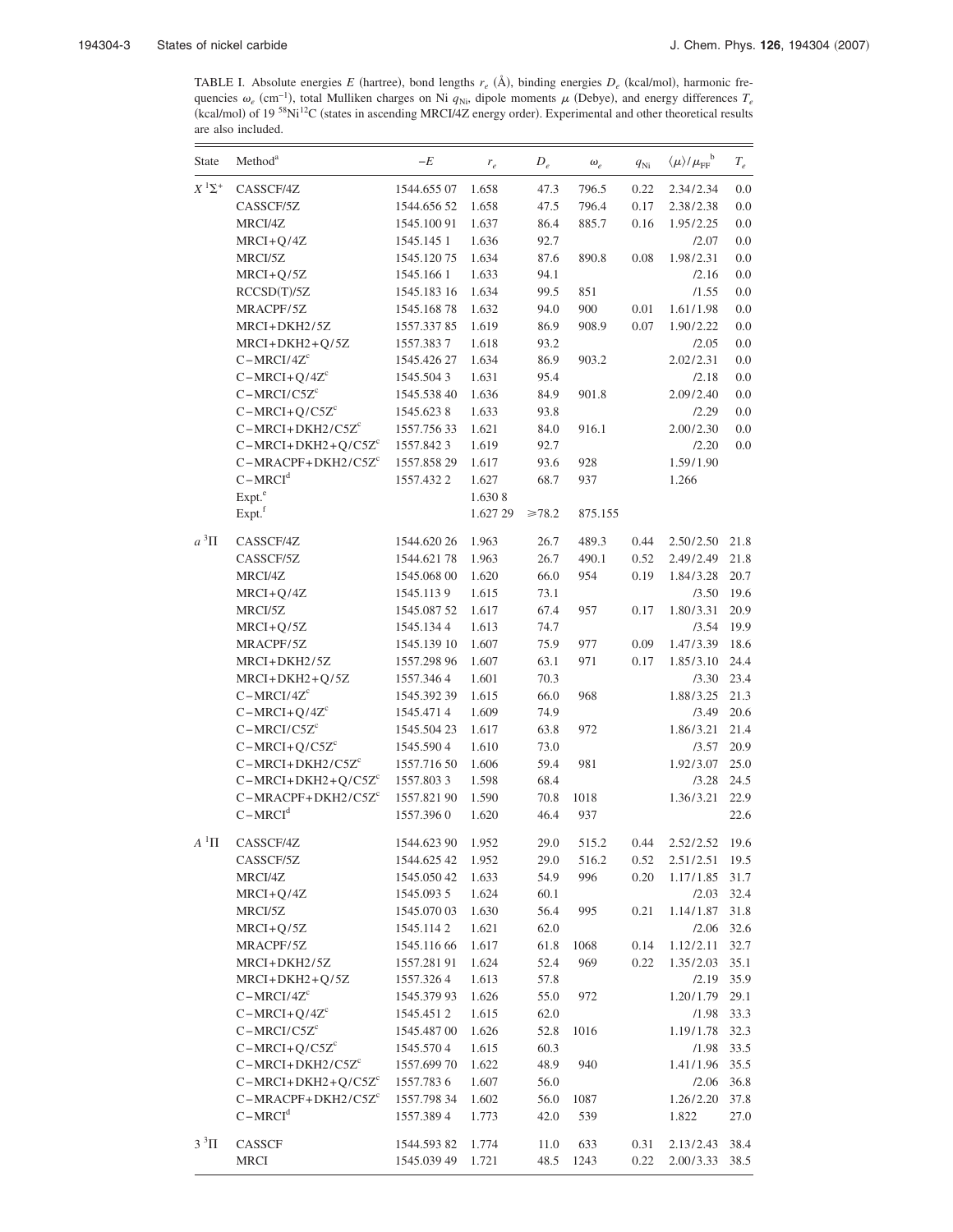TABLE I. Absolute energies $E$ (hartree), bond lengths $r_e$ (Å), binding energies $D_e$ (kcal/mol), harmonic frequencies $\omega_e$ (cm$^{-1}$), total Mulliken charges on Ni $q_{\mathrm{Ni}}$, dipole moments $\mu$ (Debye), and energy differences $T_e$ (kcal/mol) of 19 $^{58}$Ni$^{12}$C (states in ascending MRCI/4Z energy order). Experimental and other theoretical results are also included.

| State | Method[a] | $-E$ | $r_e$ | $D_e$ | $\omega_e$ | $q_{\mathrm{Ni}}$ | $\langle\mu\rangle/\mu_{\mathrm{FF}}$[b] | $T_e$ |
|---|---|---|---|---|---|---|---|---|
| $X\,^1\Sigma^+$ | CASSCF/4Z | 1544.655 07 | 1.658 | 47.3 | 796.5 | 0.22 | 2.34/2.34 | 0.0 |
| | CASSCF/5Z | 1544.656 52 | 1.658 | 47.5 | 796.4 | 0.17 | 2.38/2.38 | 0.0 |
| | MRCI/4Z | 1545.100 91 | 1.637 | 86.4 | 885.7 | 0.16 | 1.95/2.25 | 0.0 |
| | MRCI+Q/4Z | 1545.145 1 | 1.636 | 92.7 | | | /2.07 | 0.0 |
| | MRCI/5Z | 1545.120 75 | 1.634 | 87.6 | 890.8 | 0.08 | 1.98/2.31 | 0.0 |
| | MRCI+Q/5Z | 1545.166 1 | 1.633 | 94.1 | | | /2.16 | 0.0 |
| | RCCSD(T)/5Z | 1545.183 16 | 1.634 | 99.5 | 851 | | /1.55 | 0.0 |
| | MRACPF/5Z | 1545.168 78 | 1.632 | 94.0 | 900 | 0.01 | 1.61/1.98 | 0.0 |
| | MRCI+DKH2/5Z | 1557.337 85 | 1.619 | 86.9 | 908.9 | 0.07 | 1.90/2.22 | 0.0 |
| | MRCI+DKH2+Q/5Z | 1557.383 7 | 1.618 | 93.2 | | | /2.05 | 0.0 |
| | C−MRCI/4Z[c] | 1545.426 27 | 1.634 | 86.9 | 903.2 | | 2.02/2.31 | 0.0 |
| | C−MRCI+Q/4Z[c] | 1545.504 3 | 1.631 | 95.4 | | | /2.18 | 0.0 |
| | C−MRCI/C5Z[c] | 1545.538 40 | 1.636 | 84.9 | 901.8 | | 2.09/2.40 | 0.0 |
| | C−MRCI+Q/C5Z[c] | 1545.623 8 | 1.633 | 93.8 | | | /2.29 | 0.0 |
| | C−MRCI+DKH2/C5Z[c] | 1557.756 33 | 1.621 | 84.0 | 916.1 | | 2.00/2.30 | 0.0 |
| | C−MRCI+DKH2+Q/C5Z[c] | 1557.842 3 | 1.619 | 92.7 | | | /2.20 | 0.0 |
| | C−MRACPF+DKH2/C5Z[c] | 1557.858 29 | 1.617 | 93.6 | 928 | | 1.59/1.90 | |
| | C−MRCI[d] | 1557.432 2 | 1.627 | 68.7 | 937 | | 1.266 | |
| | Expt.[e] | | 1.630 8 | | | | | |
| | Expt.[f] | | 1.627 29 | ≥78.2 | 875.155 | | | |
| $a\,^3\Pi$ | CASSCF/4Z | 1544.620 26 | 1.963 | 26.7 | 489.3 | 0.44 | 2.50/2.50 | 21.8 |
| | CASSCF/5Z | 1544.621 78 | 1.963 | 26.7 | 490.1 | 0.52 | 2.49/2.49 | 21.8 |
| | MRCI/4Z | 1545.068 00 | 1.620 | 66.0 | 954 | 0.19 | 1.84/3.28 | 20.7 |
| | MRCI+Q/4Z | 1545.113 9 | 1.615 | 73.1 | | | /3.50 | 19.6 |
| | MRCI/5Z | 1545.087 52 | 1.617 | 67.4 | 957 | 0.17 | 1.80/3.31 | 20.9 |
| | MRCI+Q/5Z | 1545.134 4 | 1.613 | 74.7 | | | /3.54 | 19.9 |
| | MRACPF/5Z | 1545.139 10 | 1.607 | 75.9 | 977 | 0.09 | 1.47/3.39 | 18.6 |
| | MRCI+DKH2/5Z | 1557.298 96 | 1.607 | 63.1 | 971 | 0.17 | 1.85/3.10 | 24.4 |
| | MRCI+DKH2+Q/5Z | 1557.346 4 | 1.601 | 70.3 | | | /3.30 | 23.4 |
| | C−MRCI/4Z[c] | 1545.392 39 | 1.615 | 66.0 | 968 | | 1.88/3.25 | 21.3 |
| | C−MRCI+Q/4Z[c] | 1545.471 4 | 1.609 | 74.9 | | | /3.49 | 20.6 |
| | C−MRCI/C5Z[c] | 1545.504 23 | 1.617 | 63.8 | 972 | | 1.86/3.21 | 21.4 |
| | C−MRCI+Q/C5Z[c] | 1545.590 4 | 1.610 | 73.0 | | | /3.57 | 20.9 |
| | C−MRCI+DKH2/C5Z[c] | 1557.716 50 | 1.606 | 59.4 | 981 | | 1.92/3.07 | 25.0 |
| | C−MRCI+DKH2+Q/C5Z[c] | 1557.803 3 | 1.598 | 68.4 | | | /3.28 | 24.5 |
| | C−MRACPF+DKH2/C5Z[c] | 1557.821 90 | 1.590 | 70.8 | 1018 | | 1.36/3.21 | 22.9 |
| | C−MRCI[d] | 1557.396 0 | 1.620 | 46.4 | 937 | | | 22.6 |
| $A\,^1\Pi$ | CASSCF/4Z | 1544.623 90 | 1.952 | 29.0 | 515.2 | 0.44 | 2.52/2.52 | 19.6 |
| | CASSCF/5Z | 1544.625 42 | 1.952 | 29.0 | 516.2 | 0.52 | 2.51/2.51 | 19.5 |
| | MRCI/4Z | 1545.050 42 | 1.633 | 54.9 | 996 | 0.20 | 1.17/1.85 | 31.7 |
| | MRCI+Q/4Z | 1545.093 5 | 1.624 | 60.1 | | | /2.03 | 32.4 |
| | MRCI/5Z | 1545.070 03 | 1.630 | 56.4 | 995 | 0.21 | 1.14/1.87 | 31.8 |
| | MRCI+Q/5Z | 1545.114 2 | 1.621 | 62.0 | | | /2.06 | 32.6 |
| | MRACPF/5Z | 1545.116 66 | 1.617 | 61.8 | 1068 | 0.14 | 1.12/2.11 | 32.7 |
| | MRCI+DKH2/5Z | 1557.281 91 | 1.624 | 52.4 | 969 | 0.22 | 1.35/2.03 | 35.1 |
| | MRCI+DKH2+Q/5Z | 1557.326 4 | 1.613 | 57.8 | | | /2.19 | 35.9 |
| | C−MRCI/4Z[c] | 1545.379 93 | 1.626 | 55.0 | 972 | | 1.20/1.79 | 29.1 |
| | C−MRCI+Q/4Z[c] | 1545.451 2 | 1.615 | 62.0 | | | /1.98 | 33.3 |
| | C−MRCI/C5Z[c] | 1545.487 00 | 1.626 | 52.8 | 1016 | | 1.19/1.78 | 32.3 |
| | C−MRCI+Q/C5Z[c] | 1545.570 4 | 1.615 | 60.3 | | | /1.98 | 33.5 |
| | C−MRCI+DKH2/C5Z[c] | 1557.699 70 | 1.622 | 48.9 | 940 | | 1.41/1.96 | 35.5 |
| | C−MRCI+DKH2+Q/C5Z[c] | 1557.783 6 | 1.607 | 56.0 | | | /2.06 | 36.8 |
| | C−MRACPF+DKH2/C5Z[c] | 1557.798 34 | 1.602 | 56.0 | 1087 | | 1.26/2.20 | 37.8 |
| | C−MRCI[d] | 1557.389 4 | 1.773 | 42.0 | 539 | | 1.822 | 27.0 |
| $3\,^3\Pi$ | CASSCF | 1544.593 82 | 1.774 | 11.0 | 633 | 0.31 | 2.13/2.43 | 38.4 |
| | MRCI | 1545.039 49 | 1.721 | 48.5 | 1243 | 0.22 | 2.00/3.33 | 38.5 |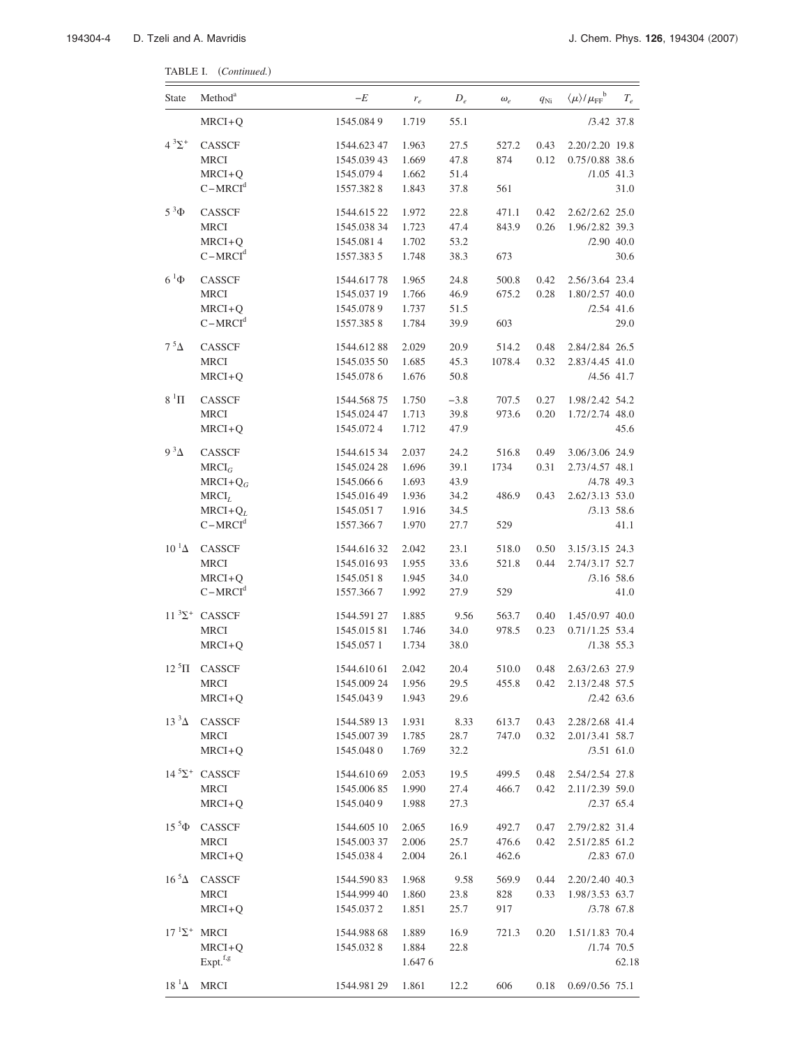TABLE I. (*Continued.*)

| State | Method[a] | $-E$ | $r_e$ | $D_e$ | $\omega_e$ | $q_{Ni}$ | $\langle\mu\rangle/\mu_{FF}$[b] | $T_e$ |
|---|---|---|---|---|---|---|---|---|
| | MRCI+Q | 1545.084 9 | 1.719 | 55.1 | | | /3.42 | 37.8 |
| $4\,^3\Sigma^+$ | CASSCF | 1544.623 47 | 1.963 | 27.5 | 527.2 | 0.43 | 2.20/2.20 | 19.8 |
| | MRCI | 1545.039 43 | 1.669 | 47.8 | 874 | 0.12 | 0.75/0.88 | 38.6 |
| | MRCI+Q | 1545.079 4 | 1.662 | 51.4 | | | /1.05 | 41.3 |
| | C−MRCI[d] | 1557.382 8 | 1.843 | 37.8 | 561 | | | 31.0 |
| $5\,^3\Phi$ | CASSCF | 1544.615 22 | 1.972 | 22.8 | 471.1 | 0.42 | 2.62/2.62 | 25.0 |
| | MRCI | 1545.038 34 | 1.723 | 47.4 | 843.9 | 0.26 | 1.96/2.82 | 39.3 |
| | MRCI+Q | 1545.081 4 | 1.702 | 53.2 | | | /2.90 | 40.0 |
| | C−MRCI[d] | 1557.383 5 | 1.748 | 38.3 | 673 | | | 30.6 |
| $6\,^1\Phi$ | CASSCF | 1544.617 78 | 1.965 | 24.8 | 500.8 | 0.42 | 2.56/3.64 | 23.4 |
| | MRCI | 1545.037 19 | 1.766 | 46.9 | 675.2 | 0.28 | 1.80/2.57 | 40.0 |
| | MRCI+Q | 1545.078 9 | 1.737 | 51.5 | | | /2.54 | 41.6 |
| | C−MRCI[d] | 1557.385 8 | 1.784 | 39.9 | 603 | | | 29.0 |
| $7\,^5\Delta$ | CASSCF | 1544.612 88 | 2.029 | 20.9 | 514.2 | 0.48 | 2.84/2.84 | 26.5 |
| | MRCI | 1545.035 50 | 1.685 | 45.3 | 1078.4 | 0.32 | 2.83/4.45 | 41.0 |
| | MRCI+Q | 1545.078 6 | 1.676 | 50.8 | | | /4.56 | 41.7 |
| $8\,^1\Pi$ | CASSCF | 1544.568 75 | 1.750 | −3.8 | 707.5 | 0.27 | 1.98/2.42 | 54.2 |
| | MRCI | 1545.024 47 | 1.713 | 39.8 | 973.6 | 0.20 | 1.72/2.74 | 48.0 |
| | MRCI+Q | 1545.072 4 | 1.712 | 47.9 | | | | 45.6 |
| $9\,^3\Delta$ | CASSCF | 1544.615 34 | 2.037 | 24.2 | 516.8 | 0.49 | 3.06/3.06 | 24.9 |
| | $\text{MRCI}_G$ | 1545.024 28 | 1.696 | 39.1 | 1734 | 0.31 | 2.73/4.57 | 48.1 |
| | $\text{MRCI+Q}_G$ | 1545.066 6 | 1.693 | 43.9 | | | /4.78 | 49.3 |
| | $\text{MRCI}_L$ | 1545.016 49 | 1.936 | 34.2 | 486.9 | 0.43 | 2.62/3.13 | 53.0 |
| | $\text{MRCI+Q}_L$ | 1545.051 7 | 1.916 | 34.5 | | | /3.13 | 58.6 |
| | C−MRCI[d] | 1557.366 7 | 1.970 | 27.7 | 529 | | | 41.1 |
| $10\,^1\Delta$ | CASSCF | 1544.616 32 | 2.042 | 23.1 | 518.0 | 0.50 | 3.15/3.15 | 24.3 |
| | MRCI | 1545.016 93 | 1.955 | 33.6 | 521.8 | 0.44 | 2.74/3.17 | 52.7 |
| | MRCI+Q | 1545.051 8 | 1.945 | 34.0 | | | /3.16 | 58.6 |
| | C−MRCI[d] | 1557.366 7 | 1.992 | 27.9 | 529 | | | 41.0 |
| $11\,^3\Sigma^+$ | CASSCF | 1544.591 27 | 1.885 | 9.56 | 563.7 | 0.40 | 1.45/0.97 | 40.0 |
| | MRCI | 1545.015 81 | 1.746 | 34.0 | 978.5 | 0.23 | 0.71/1.25 | 53.4 |
| | MRCI+Q | 1545.057 1 | 1.734 | 38.0 | | | /1.38 | 55.3 |
| $12\,^5\Pi$ | CASSCF | 1544.610 61 | 2.042 | 20.4 | 510.0 | 0.48 | 2.63/2.63 | 27.9 |
| | MRCI | 1545.009 24 | 1.956 | 29.5 | 455.8 | 0.42 | 2.13/2.48 | 57.5 |
| | MRCI+Q | 1545.043 9 | 1.943 | 29.6 | | | /2.42 | 63.6 |
| $13\,^3\Delta$ | CASSCF | 1544.589 13 | 1.931 | 8.33 | 613.7 | 0.43 | 2.28/2.68 | 41.4 |
| | MRCI | 1545.007 39 | 1.785 | 28.7 | 747.0 | 0.32 | 2.01/3.41 | 58.7 |
| | MRCI+Q | 1545.048 0 | 1.769 | 32.2 | | | /3.51 | 61.0 |
| $14\,^5\Sigma^+$ | CASSCF | 1544.610 69 | 2.053 | 19.5 | 499.5 | 0.48 | 2.54/2.54 | 27.8 |
| | MRCI | 1545.006 85 | 1.990 | 27.4 | 466.7 | 0.42 | 2.11/2.39 | 59.0 |
| | MRCI+Q | 1545.040 9 | 1.988 | 27.3 | | | /2.37 | 65.4 |
| $15\,^5\Phi$ | CASSCF | 1544.605 10 | 2.065 | 16.9 | 492.7 | 0.47 | 2.79/2.82 | 31.4 |
| | MRCI | 1545.003 37 | 2.006 | 25.7 | 476.6 | 0.42 | 2.51/2.85 | 61.2 |
| | MRCI+Q | 1545.038 4 | 2.004 | 26.1 | 462.6 | | /2.83 | 67.0 |
| $16\,^5\Delta$ | CASSCF | 1544.590 83 | 1.968 | 9.58 | 569.9 | 0.44 | 2.20/2.40 | 40.3 |
| | MRCI | 1544.999 40 | 1.860 | 23.8 | 828 | 0.33 | 1.98/3.53 | 63.7 |
| | MRCI+Q | 1545.037 2 | 1.851 | 25.7 | 917 | | /3.78 | 67.8 |
| $17\,^1\Sigma^+$ | MRCI | 1544.988 68 | 1.889 | 16.9 | 721.3 | 0.20 | 1.51/1.83 | 70.4 |
| | MRCI+Q | 1545.032 8 | 1.884 | 22.8 | | | /1.74 | 70.5 |
| | Expt.[f,g] | | 1.647 6 | | | | | 62.18 |
| $18\,^1\Delta$ | MRCI | 1544.981 29 | 1.861 | 12.2 | 606 | 0.18 | 0.69/0.56 | 75.1 |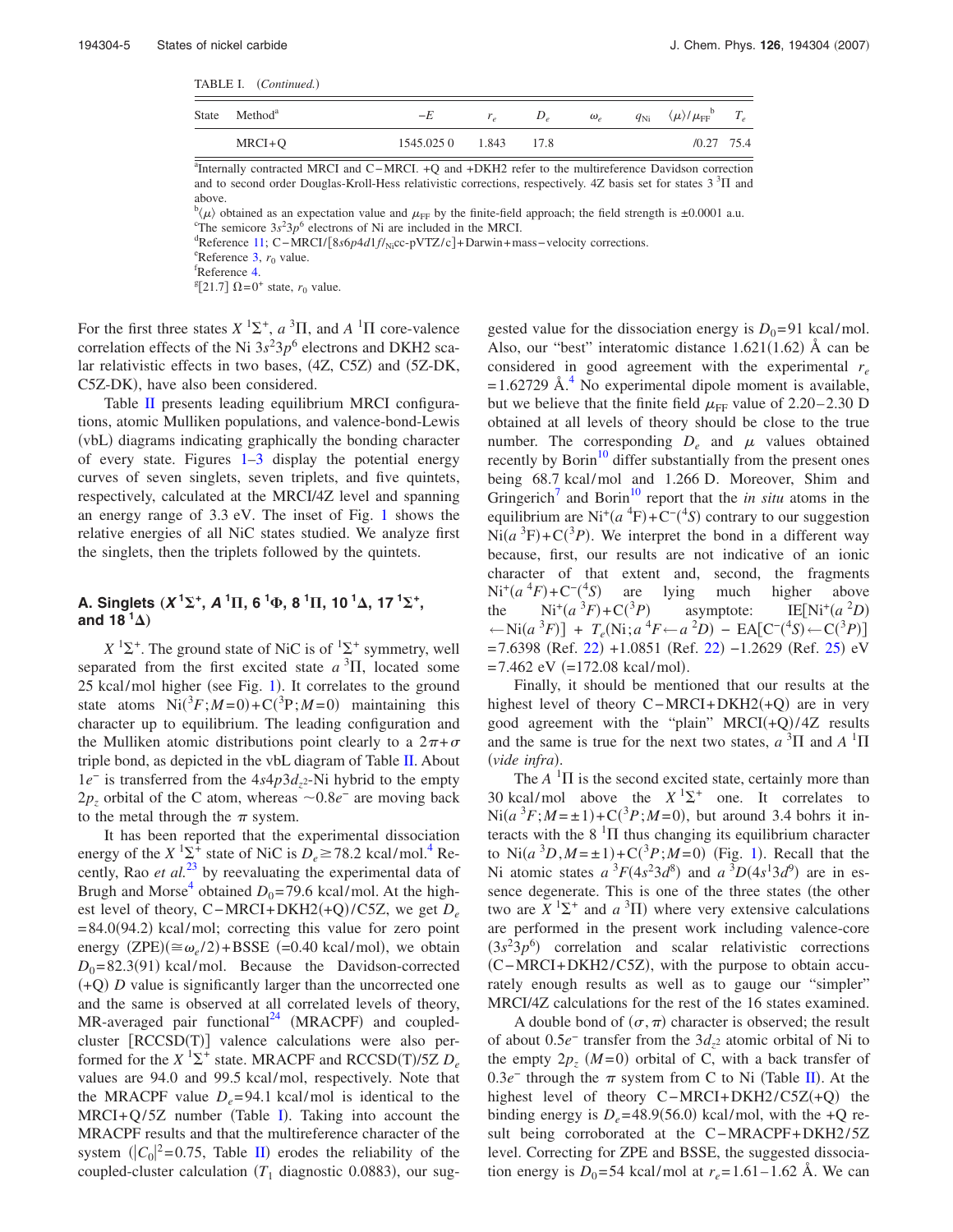TABLE I. (*Continued.*)

| State | Method[a] | $-E$ | $r_e$ | $D_e$ | $\omega_e$ | $q_{\mathrm{Ni}}$ | $\langle\mu\rangle/\mu_{\mathrm{FF}}$[b] | $T_e$ |
|---|---|---|---|---|---|---|---|---|
| | MRCI+Q | 1545.025 0 | 1.843 | 17.8 | | | /0.27 | 75.4 |

[a]Internally contracted MRCI and C−MRCI. +Q and +DKH2 refer to the multireference Davidson correction and to second order Douglas-Kroll-Hess relativistic corrections, respectively. 4Z basis set for states 3 $^3\Pi$ and above.

[b]$\langle\mu\rangle$ obtained as an expectation value and $\mu_{\mathrm{FF}}$ by the finite-field approach; the field strength is ±0.0001 a.u.

[c]The semicore $3s^2 3p^6$ electrons of Ni are included in the MRCI.

[d]Reference 11; C−MRCI/[$8s6p4d1f$/$_{\mathrm{Ni}}$cc-pVTZ/c]+Darwin+mass−velocity corrections.

[e]Reference 3, $r_0$ value.

[f]Reference 4.

[g][21.7] $\Omega=0^+$ state, $r_0$ value.

For the first three states $X\,^1\Sigma^+$, $a\,^3\Pi$, and $A\,^1\Pi$ core-valence correlation effects of the Ni $3s^2 3p^6$ electrons and DKH2 scalar relativistic effects in two bases, (4Z, C5Z) and (5Z-DK, C5Z-DK), have also been considered.

Table II presents leading equilibrium MRCI configurations, atomic Mulliken populations, and valence-bond-Lewis (vbL) diagrams indicating graphically the bonding character of every state. Figures 1–3 display the potential energy curves of seven singlets, seven triplets, and five quintets, respectively, calculated at the MRCI/4Z level and spanning an energy range of 3.3 eV. The inset of Fig. 1 shows the relative energies of all NiC states studied. We analyze first the singlets, then the triplets followed by the quintets.

### A. Singlets ($X\,^1\Sigma^+$, $A\,^1\Pi$, 6 $^1\Phi$, 8 $^1\Pi$, 10 $^1\Delta$, 17 $^1\Sigma^+$, and 18 $^1\Delta$)

$X\,^1\Sigma^+$. The ground state of NiC is of $^1\Sigma^+$ symmetry, well separated from the first excited state $a\,^3\Pi$, located some 25 kcal/mol higher (see Fig. 1). It correlates to the ground state atoms Ni($^3F; M=0$)+C($^3P; M=0$) maintaining this character up to equilibrium. The leading configuration and the Mulliken atomic distributions point clearly to a $2\pi+\sigma$ triple bond, as depicted in the vbL diagram of Table II. About $1e^-$ is transferred from the $4s4p3d_{z^2}$-Ni hybrid to the empty $2p_z$ orbital of the C atom, whereas $\sim 0.8e^-$ are moving back to the metal through the $\pi$ system.

It has been reported that the experimental dissociation energy of the $X\,^1\Sigma^+$ state of NiC is $D_e \geq 78.2$ kcal/mol.[4] Recently, Rao *et al.*[23] by reevaluating the experimental data of Brugh and Morse[4] obtained $D_0=79.6$ kcal/mol. At the highest level of theory, C−MRCI+DKH2(+Q)/C5Z, we get $D_e$ $=84.0(94.2)$ kcal/mol; correcting this value for zero point energy (ZPE)($\cong \omega_e/2$)+BSSE (=0.40 kcal/mol), we obtain $D_0=82.3(91)$ kcal/mol. Because the Davidson-corrected (+Q) $D$ value is significantly larger than the uncorrected one and the same is observed at all correlated levels of theory, MR-averaged pair functional[24] (MRACPF) and coupled-cluster [RCCSD(T)] valence calculations were also performed for the $X\,^1\Sigma^+$ state. MRACPF and RCCSD(T)/5Z $D_e$ values are 94.0 and 99.5 kcal/mol, respectively. Note that the MRACPF value $D_e=94.1$ kcal/mol is identical to the MRCI+Q/5Z number (Table I). Taking into account the MRACPF results and that the multireference character of the system ($|C_0|^2=0.75$, Table II) erodes the reliability of the coupled-cluster calculation ($T_1$ diagnostic 0.0883), our suggested value for the dissociation energy is $D_0=91$ kcal/mol. Also, our "best" interatomic distance 1.621(1.62) Å can be considered in good agreement with the experimental $r_e$ $=1.62729$ Å.[4] No experimental dipole moment is available, but we believe that the finite field $\mu_{\mathrm{FF}}$ value of 2.20–2.30 D obtained at all levels of theory should be close to the true number. The corresponding $D_e$ and $\mu$ values obtained recently by Borin[10] differ substantially from the present ones being 68.7 kcal/mol and 1.266 D. Moreover, Shim and Gringerich[7] and Borin[10] report that the *in situ* atoms in the equilibrium are Ni$^+$($a\,^4$F)+C$^-$($^4S$) contrary to our suggestion Ni($a\,^3$F)+C($^3P$). We interpret the bond in a different way because, first, our results are not indicative of an ionic character of that extent and, second, the fragments Ni$^+$($a\,^4F$)+C$^-$($^4S$) are lying much higher above the Ni$^+$($a\,^3F$)+C($^3P$) asymptote: IE[Ni$^+$($a\,^2D$) $\leftarrow$Ni($a\,^3F$)] + $T_e$(Ni; $a\,^4F \leftarrow a\,^2D$) − EA[C$^-$($^4S$)$\leftarrow$C($^3P$)] $=7.6398$ (Ref. 22) $+1.0851$ (Ref. 22) $-1.2629$ (Ref. 25) eV $=7.462$ eV (=172.08 kcal/mol).

Finally, it should be mentioned that our results at the highest level of theory C−MRCI+DKH2(+Q) are in very good agreement with the "plain" MRCI(+Q)/4Z results and the same is true for the next two states, $a\,^3\Pi$ and $A\,^1\Pi$ (*vide infra*).

The $A\,^1\Pi$ is the second excited state, certainly more than 30 kcal/mol above the $X\,^1\Sigma^+$ one. It correlates to Ni($a\,^3F; M=\pm1$)+C($^3P; M=0$), but around 3.4 bohrs it interacts with the 8 $^1\Pi$ thus changing its equilibrium character to Ni($a\,^3D, M=\pm1$)+C($^3P; M=0$) (Fig. 1). Recall that the Ni atomic states $a\,^3F(4s^2 3d^8)$ and $a\,^3D(4s^1 3d^9)$ are in essence degenerate. This is one of the three states (the other two are $X\,^1\Sigma^+$ and $a\,^3\Pi$) where very extensive calculations are performed in the present work including valence-core ($3s^2 3p^6$) correlation and scalar relativistic corrections (C−MRCI+DKH2/C5Z), with the purpose to obtain accurately enough results as well as to gauge our "simpler" MRCI/4Z calculations for the rest of the 16 states examined.

A double bond of ($\sigma,\pi$) character is observed; the result of about $0.5e^-$ transfer from the $3d_{z^2}$ atomic orbital of Ni to the empty $2p_z$ ($M=0$) orbital of C, with a back transfer of $0.3e^-$ through the $\pi$ system from C to Ni (Table II). At the highest level of theory C−MRCI+DKH2/C5Z(+Q) the binding energy is $D_e=48.9(56.0)$ kcal/mol, with the +Q result being corroborated at the C−MRACPF+DKH2/5Z level. Correcting for ZPE and BSSE, the suggested dissociation energy is $D_0=54$ kcal/mol at $r_e=1.61$–$1.62$ Å. We can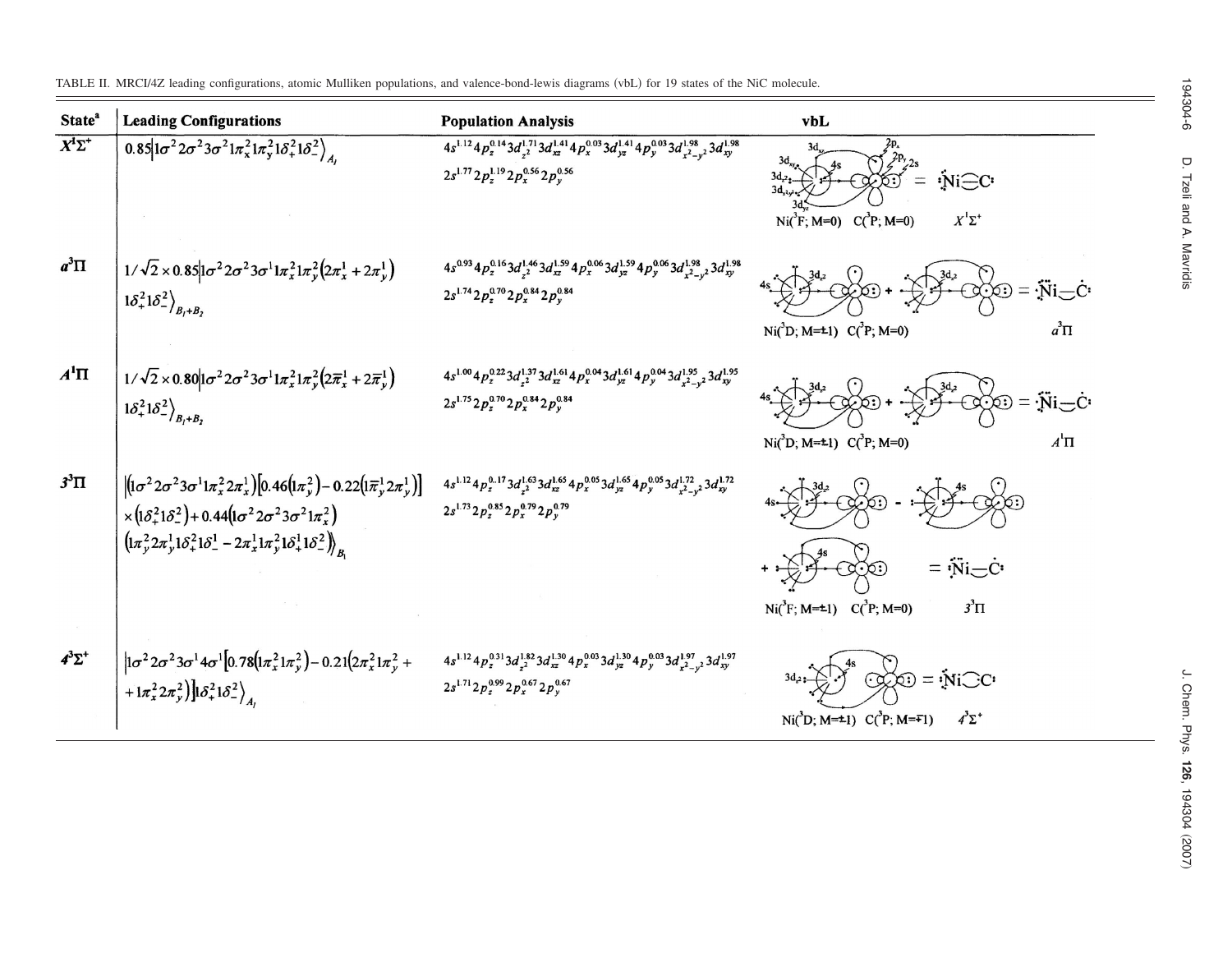TABLE II. MRCI/4Z leading configurations, atomic Mulliken populations, and valence-bond-lewis diagrams (vbL) for 19 states of the NiC molecule.

| State[a] | Leading Configurations | Population Analysis | vbL |
|---|---|---|---|
| $X^1\Sigma^+$ | $0.85\|1\sigma^2 2\sigma^2 3\sigma^2 1\pi_x^2 1\pi_y^2 1\delta_+^2 1\delta_-^2\rangle_{A_1}$ | $4s^{1.12}4p_z^{0.14}3d_{z^2}^{1.71}3d_{xz}^{1.41}4p_x^{0.03}3d_{yz}^{1.41}4p_y^{0.03}3d_{x^2-y^2}^{1.98}3d_{xy}^{1.98}$ $2s^{1.77}2p_z^{1.19}2p_x^{0.56}2p_y^{0.56}$ | Ni($^3$F; M=0) C($^3$P; M=0) $X^1\Sigma^+$ |
| $a^3\Pi$ | $1/\sqrt{2}\times 0.85\|1\sigma^2 2\sigma^2 3\sigma^1 1\pi_x^2 1\pi_y^2(2\pi_x^1+2\pi_y^1) 1\delta_+^2 1\delta_-^2\rangle_{B_1+B_2}$ | $4s^{0.93}4p_z^{0.16}3d_{z^2}^{1.46}3d_{xz}^{1.59}4p_x^{0.06}3d_{yz}^{1.59}4p_y^{0.06}3d_{x^2-y^2}^{1.98}3d_{xy}^{1.98}$ $2s^{1.74}2p_z^{0.70}2p_x^{0.84}2p_y^{0.84}$ | Ni($^3$D; M=±1) C($^3$P; M=0) $a^3\Pi$ |
| $A^1\Pi$ | $1/\sqrt{2}\times 0.80\|1\sigma^2 2\sigma^2 3\sigma^1 1\pi_x^2 1\pi_y^2(2\bar{\pi}_x^1+2\bar{\pi}_y^1) 1\delta_+^2 1\delta_-^2\rangle_{B_1+B_2}$ | $4s^{1.00}4p_z^{0.22}3d_{z^2}^{1.37}3d_{xz}^{1.61}4p_x^{0.04}3d_{yz}^{1.61}4p_y^{0.04}3d_{x^2-y^2}^{1.95}3d_{xy}^{1.95}$ $2s^{1.75}2p_z^{0.70}2p_x^{0.84}2p_y^{0.84}$ | Ni($^3$D; M=±1) C($^3$P; M=0) $A^1\Pi$ |
| $3^3\Pi$ | $\|(1\sigma^2 2\sigma^2 3\sigma^1 1\pi_x^2 2\pi_x^1)[0.46(1\pi_y^2)-0.22(1\bar{\pi}_y^1 2\pi_y^1)] \times(1\delta_+^2 1\delta_-^2)+0.44(1\sigma^2 2\sigma^2 3\sigma^2 1\pi_x^2)(1\pi_y^2 2\pi_y^1 1\delta_+^2 1\delta_-^1 - 2\pi_x^1 1\pi_y^2 1\delta_+^1 1\delta_-^2)\rangle_{B_1}$ | $4s^{1.12}4p_z^{0.17}3d_{z^2}^{1.63}3d_{xz}^{1.65}4p_x^{0.05}3d_{yz}^{1.65}4p_y^{0.05}3d_{x^2-y^2}^{1.72}3d_{xy}^{1.72}$ $2s^{1.73}2p_z^{0.85}2p_x^{0.79}2p_y^{0.79}$ | Ni($^3$F; M=±1) C($^3$P; M=0) $3^3\Pi$ |
| $4^3\Sigma^+$ | $\|1\sigma^2 2\sigma^2 3\sigma^1 4\sigma^1[0.78(1\pi_x^2 1\pi_y^2)-0.21(2\pi_x^2 1\pi_y^2+1\pi_x^2 2\pi_y^2)]1\delta_+^2 1\delta_-^2\rangle_{A_1}$ | $4s^{1.12}4p_z^{0.31}3d_{z^2}^{1.82}3d_{xz}^{1.30}4p_x^{0.03}3d_{yz}^{1.30}4p_y^{0.03}3d_{x^2-y^2}^{1.97}3d_{xy}^{1.97}$ $2s^{1.71}2p_z^{0.99}2p_x^{0.67}2p_y^{0.67}$ | Ni($^3$D; M=±1) C($^3$P; M=∓1) $4^3\Sigma^+$ |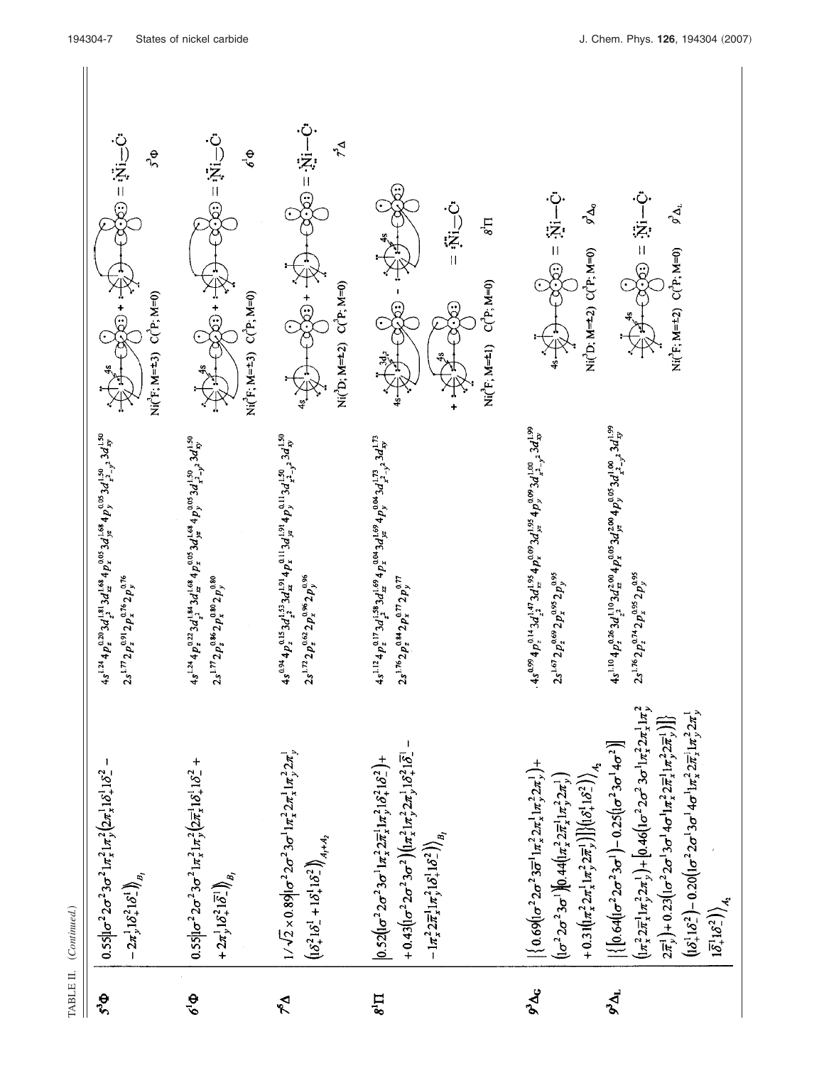TABLE II. (*Continued.*)

| State | Wavefunction | Population | vbL icon |
|---|---|---|---|
| $5\,^3\Phi$ | $0.55\|\sigma^2 2\sigma^2 3\sigma^1 1\pi_x^2 1\pi_y^2 (2\pi_x^1 1\delta_+^1 1\delta_-^2 - 2\pi_y^1 1\delta_+^2 1\delta_-^1)\rangle_{B_1}$ | $4s^{1.24}4p_z^{0.20}3d_{z^2}^{1.81}3d_{xz}^{1.68}4p_x^{0.05}3d_{yz}^{1.68}4p_y^{0.05}3d_{x^2-y^2}^{1.50}3d_{xy}^{1.50}$ $2s^{1.77}2p_z^{0.91}2p_x^{0.76}2p_y^{0.76}$ | Ni($^3$F; M=±3) C($^3$P; M=0) $5\,^3\Phi$ |
| $6\,^1\Phi$ | $0.55\|\sigma^2 2\sigma^2 3\sigma^1 1\pi_x^2 1\pi_y^2 (2\bar{\pi}_x^1 1\delta_+^1 1\delta_-^2 + 2\pi_y^1 1\delta_+^2 1\bar{\delta}_-^1)\rangle_{B_1}$ | $4s^{1.24}4p_z^{0.22}3d_{z^2}^{1.84}3d_{xz}^{1.68}4p_x^{0.05}3d_{yz}^{1.68}4p_y^{0.05}3d_{x^2-y^2}^{1.50}3d_{xy}^{1.50}$ $2s^{1.77}2p_z^{0.86}2p_x^{0.80}2p_y^{0.80}$ | Ni($^3$F; M=±3) C($^3$P; M=0) $6\,^1\Phi$ |
| $7\,^5\Delta$ | $1/\sqrt{2}\times 0.89\|\sigma^2 2\sigma^2 3\sigma^1 1\pi_x^2 2\pi_x^1 1\pi_y^2 2\pi_y^1 (1\delta_+^2 1\delta_-^1 + 1\delta_+^1 1\delta_-^2)\rangle_{A_1+A_2}$ | $4s^{0.94}4p_z^{0.15}3d_{z^2}^{1.53}3d_{xz}^{1.91}4p_x^{0.11}3d_{yz}^{1.91}4p_y^{0.11}3d_{x^2-y^2}^{1.50}3d_{xy}^{1.50}$ $2s^{1.72}2p_z^{0.62}2p_x^{0.96}2p_y^{0.96}$ | Ni($^3$D; M=±2) C($^3$P; M=0) $7\,^5\Delta$ |
| $8\,^1\Pi$ | $\|0.52(1\sigma^2 2\sigma^2 3\sigma^1 1\pi_x^2 2\bar{\pi}_x^1 1\pi_y^2 1\delta_+^2 1\delta_-^2) + 0.43(1\sigma^2 2\sigma^2 3\bar{\sigma}^2)((1\pi_x^2 1\pi_y^2 2\pi_y^1 1\delta_+^2 1\bar{\delta}_-^1 - 1\pi_x^2 2\bar{\pi}_x^1 1\pi_y^2 1\delta_+^1 1\delta_-^2)\rangle_{B_1}$ | $4s^{1.12}4p_z^{0.17}3d_{z^2}^{1.58}3d_{xz}^{1.69}4p_x^{0.04}3d_{yz}^{1.69}4p_y^{0.04}3d_{x^2-y^2}^{1.73}3d_{xy}^{1.73}$ $2s^{1.76}2p_z^{0.84}2p_x^{0.77}2p_y^{0.77}$ | Ni($^3$F; M=±1) C($^3$P; M=0) $8\,^1\Pi$ |
| $9\,^3\Delta_G$ | $\|\{0.69(1\sigma^2 2\sigma^2 3\bar{\sigma}^1 1\pi_x^2 2\pi_x^1 1\pi_y^2 2\pi_y^1) + (1\sigma^2 2\sigma^2 3\sigma^1)[0.44(1\pi_x^2 2\bar{\pi}_x^1 1\pi_y^2 2\pi_y^1) + 0.31(1\pi_x^2 2\pi_x^1 1\pi_y^2 2\bar{\pi}_y^1)]\}(1\delta_+^1 1\delta_-^2)\rangle_{A_2}$ | $4s^{0.99}4p_z^{0.14}3d_{z^2}^{1.47}3d_{xz}^{1.95}4p_x^{0.09}3d_{yz}^{1.95}4p_y^{0.09}3d_{x^2-y^2}^{1.00}3d_{xy}^{1.99}$ $2s^{1.67}2p_z^{0.69}2p_x^{0.95}2p_y^{0.95}$ | Ni($^3$D; M=±2) C($^3$P; M=0) $9\,^3\Delta_G$ |
| $9\,^3\Delta_L$ | $\|\{[0.64(1\sigma^2 2\sigma^2 3\sigma^1) - 0.25(1\sigma^2 3\sigma^1 4\sigma^2)](1\pi_x^2 2\bar{\pi}_x^1 1\pi_y^2 2\pi_y) + [0.46(1\sigma^2 2\sigma^2 3\sigma^1 1\pi_x^2 2\pi_x^1 1\pi_y^2 2\bar{\pi}_y^1) + 0.23(1\sigma^2 2\sigma^2 3\sigma^1 4\sigma^1 1\pi_x^2 2\bar{\pi}_x^1 1\pi_y^2 2\bar{\pi}_y^1)]\}(1\delta_+^1 1\delta_-^2) - 0.20(1\sigma^2 2\sigma^2 3\sigma^1 4\sigma^1 1\pi_x^2 2\bar{\pi}_x^1 1\pi_y^2 2\pi_y^1 1\bar{\delta}_+^1 1\delta_-^2)\rangle_{A_2}$ | $4s^{1.10}4p_z^{0.26}3d_{z^2}^{1.10}3d_{xz}^{2.00}4p_x^{0.05}3d_{yz}^{2.00}4p_y^{0.05}3d_{x^2-y^2}^{1.00}3d_{xy}^{1.99}$ $2s^{1.76}2p_z^{0.74}2p_x^{0.95}2p_y^{0.95}$ | Ni($^3$F; M=±2) C($^3$P; M=0) $9\,^3\Delta_L$ |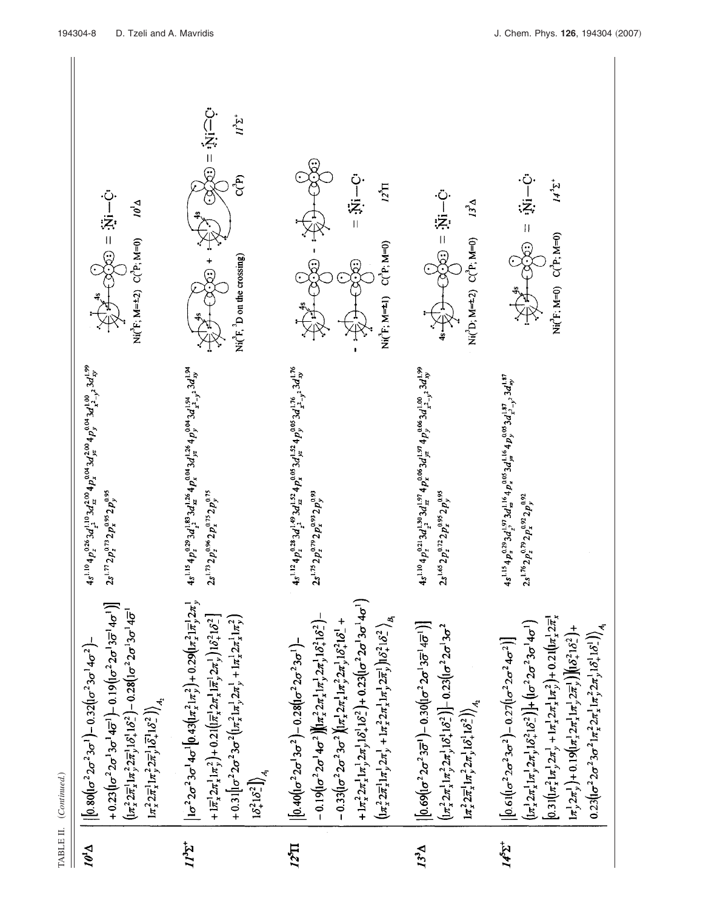TABLE II. (*Continued.*)

| State | Wave function | Population | Bonding diagram |
|---|---|---|---|
| $10^1\Delta$ | $\|[0.80(1\sigma^2 2\sigma^2 3\sigma^1) - 0.32(1\sigma^2 3\sigma^1 4\sigma^2) + 0.23(1\sigma^2 2\sigma^1 3\sigma^1 4\bar{\sigma}^1) - 0.19(1\sigma^2 2\sigma^1 3\bar{\sigma}^1 4\sigma^1)] (1\pi_x^2 2\bar{\pi}_x^1 1\pi_y^2 2\bar{\pi}_y^1 1\delta_+^1 1\delta_-^2) - 0.28(1\sigma^2 2\sigma^1 3\sigma^1 4\bar{\sigma}) 1\pi_x^2 2\bar{\pi}_x^1 1\pi_y^2 2\bar{\pi}_y^1 1\bar{\delta}_+^1 1\delta_-^2)\rangle_{A_2}$ | $4s^{1.10}4p_z^{0.26}3d_{z^2}^{1.10}3d_{xz}^{2.00}4p_x^{0.04}3d_{yz}^{2.00}4p_y^{0.04}3d_{x^2-y^2}^{1.00}3d_{xy}^{1.99}$ $2s^{1.77}2p_z^{0.73}2p_x^{0.95}2p_y^{0.95}$ | Ni($^3$F; M=±2) C($^3$P; M=0) = :Ṅi—Ċ: $10^1\Delta$ |
| $11^3\Sigma^+$ | $\|1\sigma^2 2\sigma^2 3\sigma^1 4\sigma^1[0.43(1\pi_x^2 1\pi_y^2) + 0.29(1\pi_x^2 1\bar{\pi}_y^1 2\pi_y^1 + 1\bar{\pi}_x^1 2\pi_x^1 1\pi_y^2) + 0.21(1\pi_x^1 2\pi_x^1 1\bar{\pi}_y^1 2\pi_y)]1\delta_+^2 1\delta_-^2] + 0.31[1\sigma^2 2\sigma^2 3\sigma^2(1\pi_x^1 1\pi_y^1 2\pi_y^1 + 1\pi_x^1 2\pi_x^1 1\pi_y^2) 1\delta_+^2 1\delta_-^2]\rangle_{A_1}$ | $4s^{1.15}4p_z^{0.29}3d_{z^2}^{1.83}3d_{xz}^{1.26}4p_x^{0.04}3d_{yz}^{1.26}4p_y^{0.04}3d_{x^2-y^2}^{1.94}3d_{xy}^{1.94}$ $2s^{1.73}2p_z^{0.96}2p_x^{0.75}2p_y^{0.75}$ | Ni($^3$F, $^3$D on the crossing) C($^3$P) = :Ṅi⌒Ċ: $11^3\Sigma^+$ |
| $12^5\Pi$ | $\|[0.40(1\sigma^2 2\sigma^1 3\sigma^2) - 0.28(1\sigma^2 2\sigma^2 3\sigma^1) - 0.19(1\sigma^2 2\sigma^1 4\sigma^2)](1\pi_x^2 2\pi_x^1 1\pi_y^1 2\pi_y 1\delta_+^2 1\delta_-^2) - 0.33(1\sigma^2 2\sigma^2 3\sigma^1)(1\pi_x^2 2\pi_x^1 1\pi_y^2 2\pi_y 1\delta_+^2 1\delta_-^1 + 1\pi_x^2 2\pi_x^1 1\pi_y^1 2\pi_y 1\delta_+^1 1\delta_-^2) + 0.23(1\sigma^2 2\sigma^1 3\sigma^1 4\sigma^1)(1\pi_x^2 2\bar{\pi}_x^1 1\pi_y^1 2\pi_y + 1\pi_x^2 2\pi_x^1 1\pi_y^1 2\bar{\pi}_y) 1\delta_+^2 1\delta_-^2\rangle_{B_1}$ | $4s^{1.12}4p_z^{0.28}3d_{z^2}^{1.49}3d_{xz}^{1.52}4p_x^{0.05}3d_{yz}^{1.52}4p_y^{0.05}3d_{x^2-y^2}^{1.76}3d_{xy}^{1.76}$ $2s^{1.75}2p_z^{0.79}2p_x^{0.93}2p_y^{0.93}$ | Ni($^3$F; M=±1) C($^3$P; M=0) = :Ṅi—Ċ: $12^5\Pi$ |
| $13^3\Delta$ | $\|[0.69(1\sigma^2 2\sigma^1 3\bar{\sigma}^1) - 0.30(1\sigma^2 2\sigma^1 3\bar{\sigma}^1 4\bar{\sigma}^1)](1\pi_x^2 2\pi_x^1 1\pi_y^2 2\pi_y 1\delta_+^1 1\delta_-^2)] - 0.23(1\sigma^2 2\sigma^2 3\sigma^2 1\pi_x^2 2\bar{\pi}_x^1 1\pi_y^2 2\pi_y^1 1\delta_+^1 1\delta_-^2)\rangle_{A_2}$ | $4s^{1.10}4p_z^{0.21}3d_{z^2}^{1.30}3d_{xz}^{1.97}4p_x^{0.06}3d_{yz}^{1.97}4p_y^{0.06}3d_{x^2-y^2}^{1.00}3d_{xy}^{1.99}$ $2s^{1.65}2p_z^{0.72}2p_x^{0.95}2p_y^{0.95}$ | Ni($^3$D; M=±2) C($^3$P; M=0) = :Ṅi—Ċ: $13^3\Delta$ |
| $14^5\Sigma^+$ | $\|[0.61(1\sigma^2 2\sigma^2 3\sigma^2) - 0.27(1\sigma^2 2\sigma^2 4\sigma^2)](1\pi_x^1 2\pi_x^1 1\pi_y^1 2\pi_y 1\delta_+^2 1\delta_-^2)] + (1\sigma^2 2\sigma^2 3\sigma^1 4\sigma^1)[0.31(1\pi_x^2 1\pi_y^1 2\pi_y^1 + 1\pi_x^1 2\pi_x^1 1\pi_y^2) + 0.21(1\pi_x 1 2\bar{\pi}_x^1 1\pi_y^1 2\pi_y^1) + 0.19(1\pi_x^1 2\pi_x^1 1\pi_y^1 2\bar{\pi}_y^1)](1\delta_+^2 1\delta_-^2) + 0.23(1\sigma^2 2\sigma^2 3\sigma^2 1\pi_x^2 2\pi_x^1 1\pi_y^1 2\pi_y 2\pi_y^1 1\delta_+^1 1\delta_-^1)\rangle_{A_1}$ | $4s^{1.15}4p_z^{0.29}3d_{z^2}^{1.97}3d_{xz}^{1.16}4p_x^{0.05}3d_{yz}^{1.16}4p_y^{0.05}3d_{x^2-y^2}^{1.87}3d_{xy}^{1.87}$ $2s^{1.76}2p_z^{0.79}2p_x^{0.92}2p_y^{0.92}$ | Ni($^3$F; M=0) C($^3$P; M=0) = :Ṅi—Ċ: $14^5\Sigma^+$ |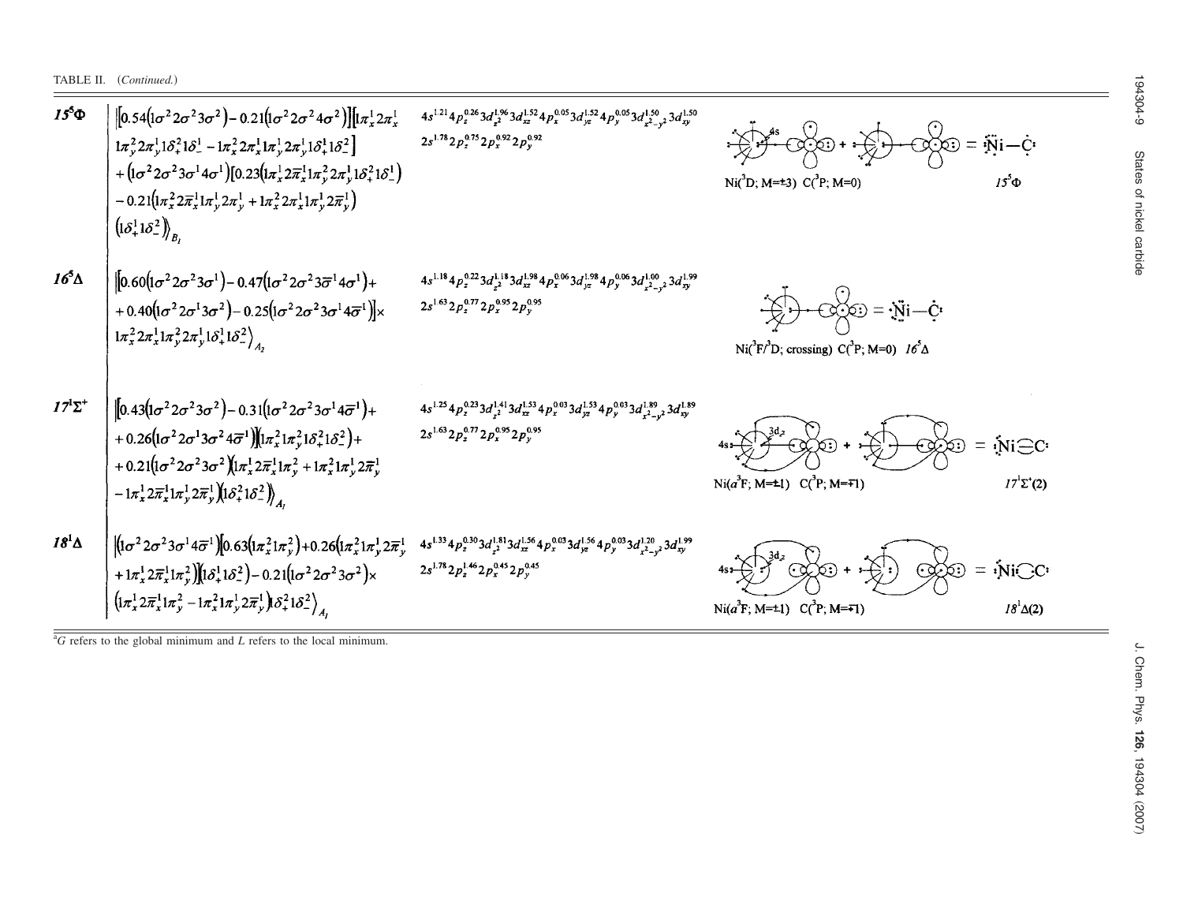TABLE II. (*Continued.*)

| | | | |
|---|---|---|---|
| $15\,^5\Phi$ | $\lvert[0.54(1\sigma^2 2\sigma^2 3\sigma^2) - 0.21(1\sigma^2 2\sigma^2 4\sigma^2)][1\pi_x^1 2\pi_x^1 1\pi_y^2 2\pi_y^1 1\delta_+^2 1\delta_-^1 - 1\pi_x^2 2\pi_x^1 1\pi_y^1 2\pi_y^1 1\delta_+^1 1\delta_-^2] + (1\sigma^2 2\sigma^2 3\sigma^1 4\sigma^1)[0.23(1\pi_x^1 2\bar{\pi}_x^1 1\pi_y^2 2\pi_y^1 1\delta_+^2 1\delta_-^1) - 0.21(1\pi_x^2 2\bar{\pi}_x^1 1\pi_y^1 2\pi_y^1 + 1\pi_x^2 2\pi_x^1 1\pi_y^1 2\bar{\pi}_y^1)(1\delta_+^1 1\delta_-^2)\rangle_{B_1}$ | $4s^{1.21}4p_z^{0.26}3d_{z^2}^{1.96}3d_{xz}^{1.52}4p_x^{0.05}3d_{yz}^{1.52}4p_y^{0.05}3d_{x^2-y^2}^{1.50}3d_{xy}^{1.50}$ $2s^{1.78}2p_z^{0.75}2p_x^{0.92}2p_y^{0.92}$ | Ni($^3$D; M=±3) C($^3$P; M=0) $15\,^5\Phi$ |
| $16\,^5\Delta$ | $\lvert[0.60(1\sigma^2 2\sigma^2 3\sigma^1) - 0.47(1\sigma^2 2\sigma^2 3\bar{\sigma}^1 4\sigma^1) + 0.40(1\sigma^2 2\sigma^1 3\sigma^2) - 0.25(1\sigma^2 2\sigma^2 3\sigma^1 4\bar{\sigma}^1)] \times 1\pi_x^2 2\pi_x^1 1\pi_y^2 2\pi_y^1 1\delta_+^1 1\delta_-^2\rangle_{A_2}$ | $4s^{1.18}4p_z^{0.22}3d_{z^2}^{1.18}3d_{xz}^{1.98}4p_x^{0.06}3d_{yz}^{1.98}4p_y^{0.06}3d_{x^2-y^2}^{1.00}3d_{xy}^{1.99}$ $2s^{1.63}2p_z^{0.77}2p_x^{0.95}2p_y^{0.95}$ | Ni($^3$F/$^3$D; crossing) C($^3$P; M=0) $16\,^5\Delta$ |
| $17\,^1\Sigma^+$ | $\lvert[0.43(1\sigma^2 2\sigma^2 3\sigma^2) - 0.31(1\sigma^2 2\sigma^2 3\sigma^1 4\bar{\sigma}^1) + 0.26(1\sigma^2 2\sigma^1 3\sigma^2 4\bar{\sigma}^1)](1\pi_x^2 1\pi_y^2 1\delta_+^2 1\delta_-^2) + 0.21(1\sigma^2 2\sigma^2 3\sigma^2)(1\pi_x^1 2\bar{\pi}_x^1 1\pi_y^2 + 1\pi_x^2 1\pi_y^1 2\bar{\pi}_y^1 - 1\pi_x^1 2\bar{\pi}_x^1 1\pi_y^1 2\bar{\pi}_y^1)(1\delta_+^2 1\delta_-^2)\rangle_{A_1}$ | $4s^{1.25}4p_z^{0.23}3d_{z^2}^{1.41}3d_{xz}^{1.53}4p_x^{0.03}3d_{yz}^{1.53}4p_y^{0.03}3d_{x^2-y^2}^{1.89}3d_{xy}^{1.89}$ $2s^{1.63}2p_z^{0.77}2p_x^{0.95}2p_y^{0.95}$ | Ni($a^3$F; M=±1) C($^3$P; M=∓1) $17\,^1\Sigma^+(2)$ |
| $18\,^1\Delta$ | $\lvert(1\sigma^2 2\sigma^2 3\sigma^1 4\bar{\sigma}^1)[0.63(1\pi_x^2 1\pi_y^2) + 0.26(1\pi_x^2 1\pi_y^1 2\bar{\pi}_y^1 + 1\pi_x^1 2\bar{\pi}_x^1 1\pi_y^2)](1\delta_+^1 1\delta_-^2) - 0.21(1\sigma^2 2\sigma^2 3\sigma^2) \times (1\pi_x^1 2\bar{\pi}_x^1 1\pi_y^2 - 1\pi_x^2 1\pi_y^1 2\bar{\pi}_y^1) 1\delta_+^2 1\delta_-^2\rangle_{A_1}$ | $4s^{1.33}4p_z^{0.30}3d_{z^2}^{1.81}3d_{xz}^{1.56}4p_x^{0.03}3d_{yz}^{1.56}4p_y^{0.03}3d_{x^2-y^2}^{1.20}3d_{xy}^{1.99}$ $2s^{1.78}2p_z^{1.46}2p_x^{0.45}2p_y^{0.45}$ | Ni($a^3$F; M=±1) C($^3$P; M=∓1) $18\,^1\Delta(2)$ |

[a] *G* refers to the global minimum and *L* refers to the local minimum.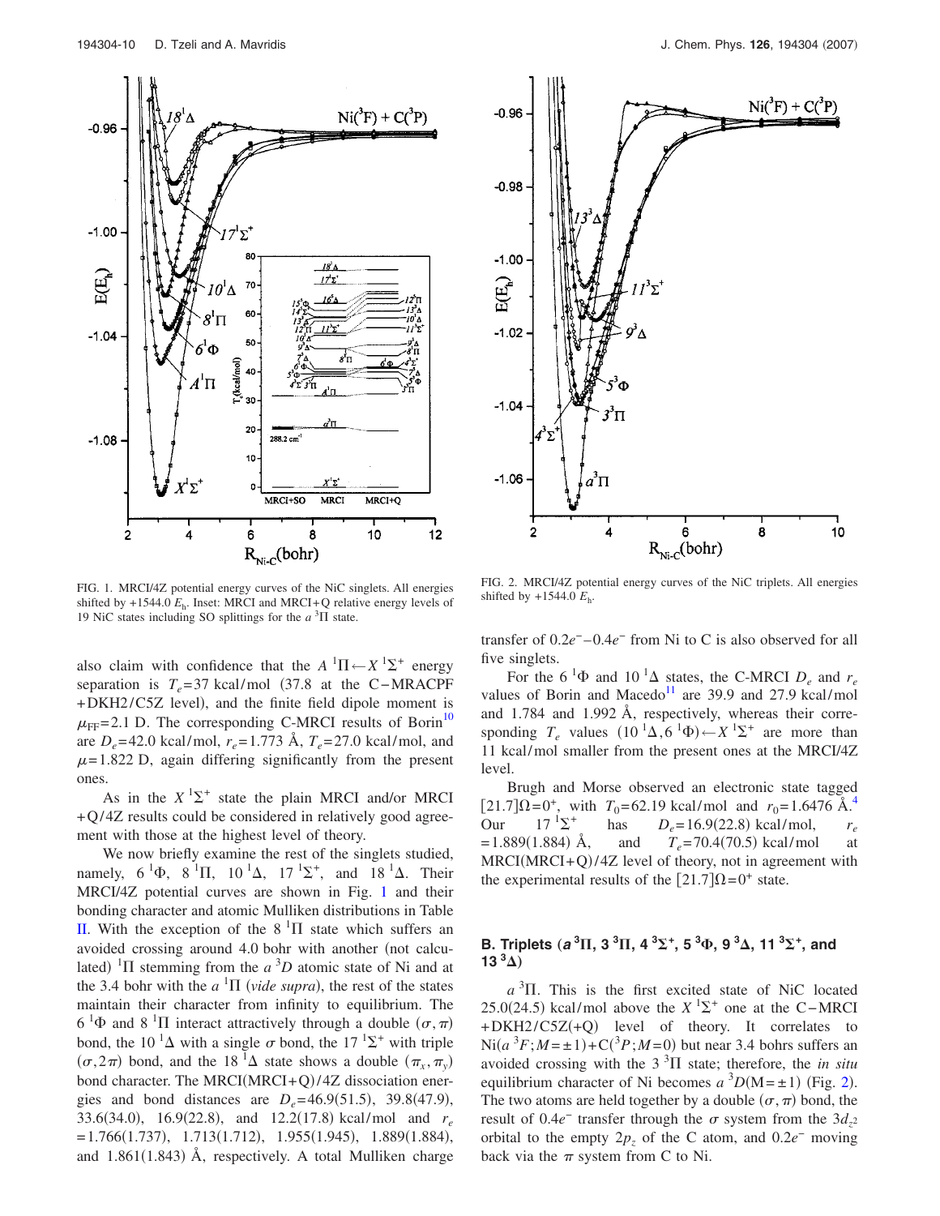FIG. 1. MRCI/4Z potential energy curves of the NiC singlets. All energies shifted by +1544.0 $E_h$. Inset: MRCI and MRCI+Q relative energy levels of 19 NiC states including SO splittings for the $a\,^3\Pi$ state.

FIG. 2. MRCI/4Z potential energy curves of the NiC triplets. All energies shifted by +1544.0 $E_h$.

also claim with confidence that the $A\,^1\Pi \leftarrow X\,^1\Sigma^+$ energy separation is $T_e$=37 kcal/mol (37.8 at the C–MRACPF +DKH2/C5Z level), and the finite field dipole moment is $\mu_{FF}$=2.1 D. The corresponding C-MRCI results of Borin[10] are $D_e$=42.0 kcal/mol, $r_e$=1.773 Å, $T_e$=27.0 kcal/mol, and $\mu$=1.822 D, again differing significantly from the present ones.

As in the $X\,^1\Sigma^+$ state the plain MRCI and/or MRCI +Q/4Z results could be considered in relatively good agreement with those at the highest level of theory.

We now briefly examine the rest of the singlets studied, namely, $6\,^1\Phi$, $8\,^1\Pi$, $10\,^1\Delta$, $17\,^1\Sigma^+$, and $18\,^1\Delta$. Their MRCI/4Z potential curves are shown in Fig. 1 and their bonding character and atomic Mulliken distributions in Table II. With the exception of the $8\,^1\Pi$ state which suffers an avoided crossing around 4.0 bohr with another (not calculated) $^1\Pi$ stemming from the $a\,^3D$ atomic state of Ni and at the 3.4 bohr with the $a\,^1\Pi$ (*vide supra*), the rest of the states maintain their character from infinity to equilibrium. The $6\,^1\Phi$ and $8\,^1\Pi$ interact attractively through a double $(\sigma,\pi)$ bond, the $10\,^1\Delta$ with a single $\sigma$ bond, the $17\,^1\Sigma^+$ with triple $(\sigma,2\pi)$ bond, and the $18\,^1\Delta$ state shows a double $(\pi_x,\pi_y)$ bond character. The MRCI(MRCI+Q)/4Z dissociation energies and bond distances are $D_e$=46.9(51.5), 39.8(47.9), 33.6(34.0), 16.9(22.8), and 12.2(17.8) kcal/mol and $r_e$ =1.766(1.737), 1.713(1.712), 1.955(1.945), 1.889(1.884), and 1.861(1.843) Å, respectively. A total Mulliken charge transfer of $0.2e^-$–$0.4e^-$ from Ni to C is also observed for all five singlets.

For the $6\,^1\Phi$ and $10\,^1\Delta$ states, the C-MRCI $D_e$ and $r_e$ values of Borin and Macedo[11] are 39.9 and 27.9 kcal/mol and 1.784 and 1.992 Å, respectively, whereas their corresponding $T_e$ values $(10\,^1\Delta, 6\,^1\Phi) \leftarrow X\,^1\Sigma^+$ are more than 11 kcal/mol smaller from the present ones at the MRCI/4Z level.

Brugh and Morse observed an electronic state tagged $[21.7]\Omega=0^+$, with $T_0$=62.19 kcal/mol and $r_0$=1.6476 Å.[4] Our $17\,^1\Sigma^+$ has $D_e$=16.9(22.8) kcal/mol, $r_e$ =1.889(1.884) Å, and $T_e$=70.4(70.5) kcal/mol at MRCI(MRCI+Q)/4Z level of theory, not in agreement with the experimental results of the $[21.7]\Omega=0^+$ state.

### B. Triplets ($a\,^3\Pi$, $3\,^3\Pi$, $4\,^3\Sigma^+$, $5\,^3\Phi$, $9\,^3\Delta$, $11\,^3\Sigma^+$, and $13\,^3\Delta$)

$a\,^3\Pi$. This is the first excited state of NiC located 25.0(24.5) kcal/mol above the $X\,^1\Sigma^+$ one at the C–MRCI +DKH2/C5Z(+Q) level of theory. It correlates to $\mathrm{Ni}(a\,^3F;M=\pm1)+\mathrm{C}(^3P;M=0)$ but near 3.4 bohrs suffers an avoided crossing with the $3\,^3\Pi$ state; therefore, the *in situ* equilibrium character of Ni becomes $a\,^3D(M=\pm1)$ (Fig. 2). The two atoms are held together by a double $(\sigma,\pi)$ bond, the result of $0.4e^-$ transfer through the $\sigma$ system from the $3d_{z^2}$ orbital to the empty $2p_z$ of the C atom, and $0.2e^-$ moving back via the $\pi$ system from C to Ni.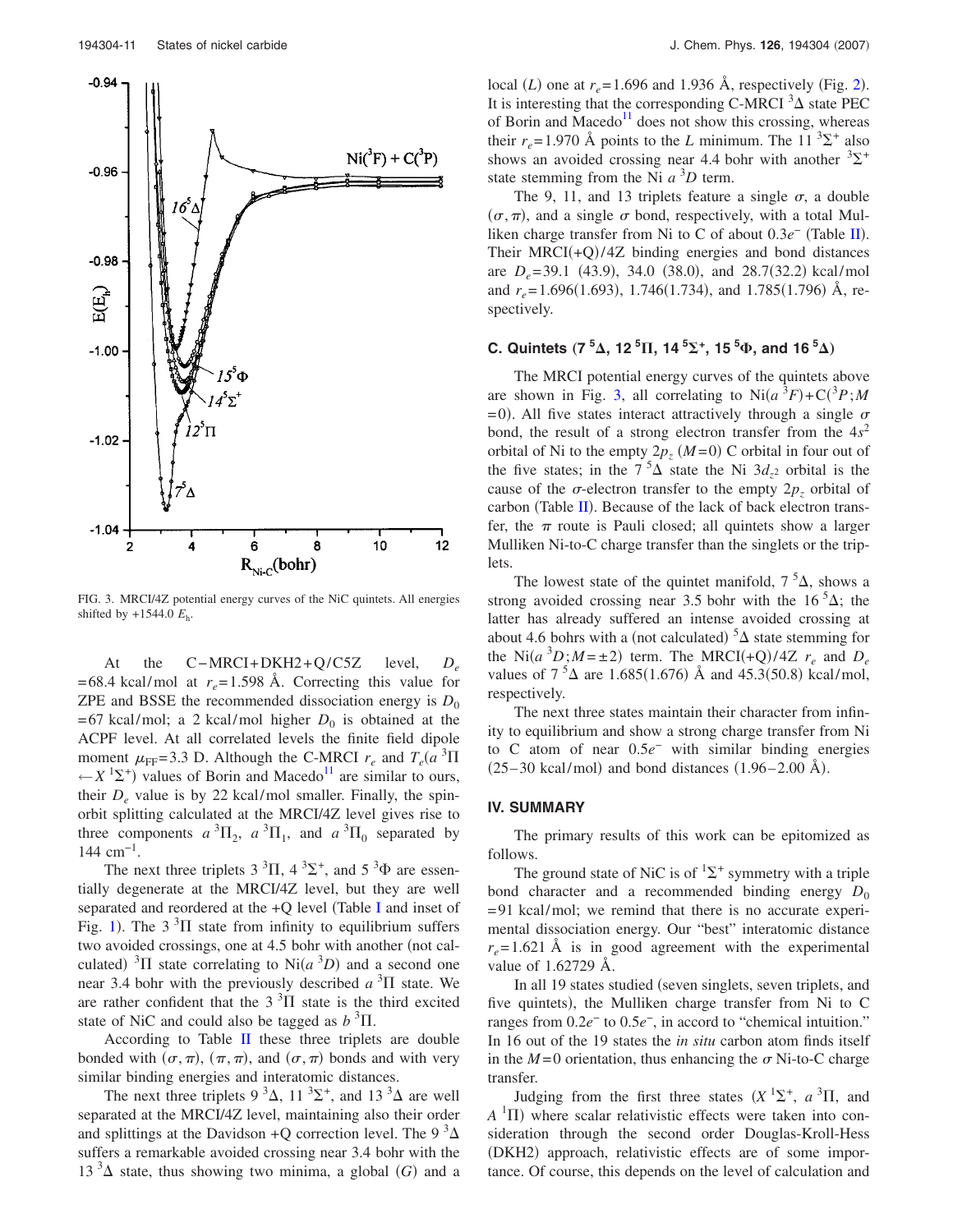FIG. 3. MRCI/4Z potential energy curves of the NiC quintets. All energies shifted by +1544.0 $E_h$.

At the C–MRCI+DKH2+Q/C5Z level, $D_e$ =68.4 kcal/mol at $r_e$=1.598 Å. Correcting this value for ZPE and BSSE the recommended dissociation energy is $D_0$ =67 kcal/mol; a 2 kcal/mol higher $D_0$ is obtained at the ACPF level. At all correlated levels the finite field dipole moment $\mu_{FF}$=3.3 D. Although the C-MRCI $r_e$ and $T_e(a\,^3\Pi \leftarrow X\,^1\Sigma^+)$ values of Borin and Macedo[11] are similar to ours, their $D_e$ value is by 22 kcal/mol smaller. Finally, the spin-orbit splitting calculated at the MRCI/4Z level gives rise to three components $a\,^3\Pi_2$, $a\,^3\Pi_1$, and $a\,^3\Pi_0$ separated by 144 cm$^{-1}$.

The next three triplets $3\,^3\Pi$, $4\,^3\Sigma^+$, and $5\,^3\Phi$ are essentially degenerate at the MRCI/4Z level, but they are well separated and reordered at the +Q level (Table I and inset of Fig. 1). The $3\,^3\Pi$ state from infinity to equilibrium suffers two avoided crossings, one at 4.5 bohr with another (not calculated) $^3\Pi$ state correlating to Ni($a\,^3D$) and a second one near 3.4 bohr with the previously described $a\,^3\Pi$ state. We are rather confident that the $3\,^3\Pi$ state is the third excited state of NiC and could also be tagged as $b\,^3\Pi$.

According to Table II these three triplets are double bonded with $(\sigma,\pi)$, $(\pi,\pi)$, and $(\sigma,\pi)$ bonds and with very similar binding energies and interatomic distances.

The next three triplets $9\,^3\Delta$, $11\,^3\Sigma^+$, and $13\,^3\Delta$ are well separated at the MRCI/4Z level, maintaining also their order and splittings at the Davidson +Q correction level. The $9\,^3\Delta$ suffers a remarkable avoided crossing near 3.4 bohr with the $13\,^3\Delta$ state, thus showing two minima, a global ($G$) and a local ($L$) one at $r_e$=1.696 and 1.936 Å, respectively (Fig. 2). It is interesting that the corresponding C-MRCI $^3\Delta$ state PEC of Borin and Macedo[11] does not show this crossing, whereas their $r_e$=1.970 Å points to the $L$ minimum. The $11\,^3\Sigma^+$ also shows an avoided crossing near 4.4 bohr with another $^3\Sigma^+$ state stemming from the Ni $a\,^3D$ term.

The 9, 11, and 13 triplets feature a single $\sigma$, a double $(\sigma,\pi)$, and a single $\sigma$ bond, respectively, with a total Mulliken charge transfer from Ni to C of about $0.3e^-$ (Table II). Their MRCI(+Q)/4Z binding energies and bond distances are $D_e$=39.1 (43.9), 34.0 (38.0), and 28.7(32.2) kcal/mol and $r_e$=1.696(1.693), 1.746(1.734), and 1.785(1.796) Å, respectively.

### C. Quintets ($7\,^5\Delta$, $12\,^5\Pi$, $14\,^5\Sigma^+$, $15\,^5\Phi$, and $16\,^5\Delta$)

The MRCI potential energy curves of the quintets above are shown in Fig. 3, all correlating to Ni($a\,^3F$)+C($^3P$;$M$=0). All five states interact attractively through a single $\sigma$ bond, the result of a strong electron transfer from the $4s^2$ orbital of Ni to the empty $2p_z$ ($M$=0) C orbital in four out of the five states; in the $7\,^5\Delta$ state the Ni $3d_{z^2}$ orbital is the cause of the $\sigma$-electron transfer to the empty $2p_z$ orbital of carbon (Table II). Because of the lack of back electron transfer, the $\pi$ route is Pauli closed; all quintets show a larger Mulliken Ni-to-C charge transfer than the singlets or the triplets.

The lowest state of the quintet manifold, $7\,^5\Delta$, shows a strong avoided crossing near 3.5 bohr with the $16\,^5\Delta$; the latter has already suffered an intense avoided crossing at about 4.6 bohrs with a (not calculated) $^5\Delta$ state stemming for the Ni($a\,^3D$;$M$=±2) term. The MRCI(+Q)/4Z $r_e$ and $D_e$ values of $7\,^5\Delta$ are 1.685(1.676) Å and 45.3(50.8) kcal/mol, respectively.

The next three states maintain their character from infinity to equilibrium and show a strong charge transfer from Ni to C atom of near $0.5e^-$ with similar binding energies (25–30 kcal/mol) and bond distances (1.96–2.00 Å).

## IV. SUMMARY

The primary results of this work can be epitomized as follows.

The ground state of NiC is of $^1\Sigma^+$ symmetry with a triple bond character and a recommended binding energy $D_0$ =91 kcal/mol; we remind that there is no accurate experimental dissociation energy. Our "best" interatomic distance $r_e$=1.621 Å is in good agreement with the experimental value of 1.62729 Å.

In all 19 states studied (seven singlets, seven triplets, and five quintets), the Mulliken charge transfer from Ni to C ranges from $0.2e^-$ to $0.5e^-$, in accord to "chemical intuition." In 16 out of the 19 states the *in situ* carbon atom finds itself in the $M$=0 orientation, thus enhancing the $\sigma$ Ni-to-C charge transfer.

Judging from the first three states ($X\,^1\Sigma^+$, $a\,^3\Pi$, and $A\,^1\Pi$) where scalar relativistic effects were taken into consideration through the second order Douglas-Kroll-Hess (DKH2) approach, relativistic effects are of some importance. Of course, this depends on the level of calculation and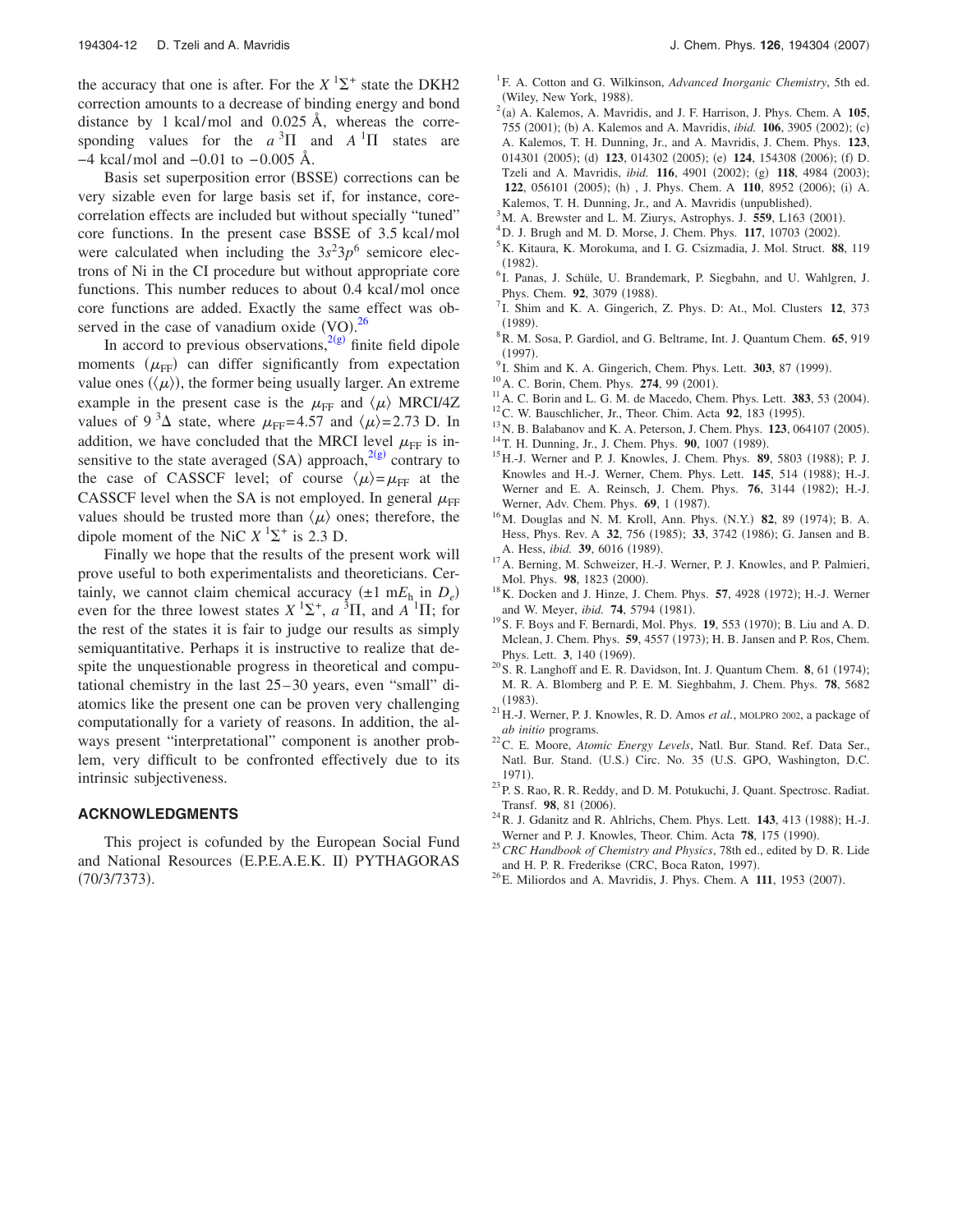the accuracy that one is after. For the $X\,^1\Sigma^+$ state the DKH2 correction amounts to a decrease of binding energy and bond distance by 1 kcal/mol and 0.025 Å, whereas the corresponding values for the $a\,^3\Pi$ and $A\,^1\Pi$ states are −4 kcal/mol and −0.01 to −0.005 Å.

Basis set superposition error (BSSE) corrections can be very sizable even for large basis set if, for instance, core-correlation effects are included but without specially "tuned" core functions. In the present case BSSE of 3.5 kcal/mol were calculated when including the $3s^2 3p^6$ semicore electrons of Ni in the CI procedure but without appropriate core functions. This number reduces to about 0.4 kcal/mol once core functions are added. Exactly the same effect was observed in the case of vanadium oxide (VO).[26]

In accord to previous observations,[2(g)] finite field dipole moments ($\mu_{FF}$) can differ significantly from expectation value ones ($\langle\mu\rangle$), the former being usually larger. An extreme example in the present case is the $\mu_{FF}$ and $\langle\mu\rangle$ MRCI/4Z values of $9\,^3\Delta$ state, where $\mu_{FF}=4.57$ and $\langle\mu\rangle=2.73$ D. In addition, we have concluded that the MRCI level $\mu_{FF}$ is insensitive to the state averaged (SA) approach,[2(g)] contrary to the case of CASSCF level; of course $\langle\mu\rangle=\mu_{FF}$ at the CASSCF level when the SA is not employed. In general $\mu_{FF}$ values should be trusted more than $\langle\mu\rangle$ ones; therefore, the dipole moment of the NiC $X\,^1\Sigma^+$ is 2.3 D.

Finally we hope that the results of the present work will prove useful to both experimentalists and theoreticians. Certainly, we cannot claim chemical accuracy (±1 m$E_h$ in $D_e$) even for the three lowest states $X\,^1\Sigma^+$, $a\,^3\Pi$, and $A\,^1\Pi$; for the rest of the states it is fair to judge our results as simply semiquantitative. Perhaps it is instructive to realize that despite the unquestionable progress in theoretical and computational chemistry in the last 25–30 years, even "small" diatomics like the present one can be proven very challenging computationally for a variety of reasons. In addition, the always present "interpretational" component is another problem, very difficult to be confronted effectively due to its intrinsic subjectiveness.

## ACKNOWLEDGMENTS

This project is cofunded by the European Social Fund and National Resources (E.P.E.A.E.K. II) PYTHAGORAS (70/3/7373).

[1] F. A. Cotton and G. Wilkinson, *Advanced Inorganic Chemistry*, 5th ed. (Wiley, New York, 1988).

[2] (a) A. Kalemos, A. Mavridis, and J. F. Harrison, J. Phys. Chem. A **105**, 755 (2001); (b) A. Kalemos and A. Mavridis, *ibid.* **106**, 3905 (2002); (c) A. Kalemos, T. H. Dunning, Jr., and A. Mavridis, J. Chem. Phys. **123**, 014301 (2005); (d) **123**, 014302 (2005); (e) **124**, 154308 (2006); (f) D. Tzeli and A. Mavridis, *ibid.* **116**, 4901 (2002); (g) **118**, 4984 (2003); **122**, 056101 (2005); (h) , J. Phys. Chem. A **110**, 8952 (2006); (i) A. Kalemos, T. H. Dunning, Jr., and A. Mavridis (unpublished).

[3] M. A. Brewster and L. M. Ziurys, Astrophys. J. **559**, L163 (2001).

[4] D. J. Brugh and M. D. Morse, J. Chem. Phys. **117**, 10703 (2002).

[5] K. Kitaura, K. Morokuma, and I. G. Csizmadia, J. Mol. Struct. **88**, 119 (1982).

[6] I. Panas, J. Schüle, U. Brandemark, P. Siegbahn, and U. Wahlgren, J. Phys. Chem. **92**, 3079 (1988).

[7] I. Shim and K. A. Gingerich, Z. Phys. D: At., Mol. Clusters **12**, 373 (1989).

[8] R. M. Sosa, P. Gardiol, and G. Beltrame, Int. J. Quantum Chem. **65**, 919 (1997).

[9] I. Shim and K. A. Gingerich, Chem. Phys. Lett. **303**, 87 (1999).

[10] A. C. Borin, Chem. Phys. **274**, 99 (2001).

[11] A. C. Borin and L. G. M. de Macedo, Chem. Phys. Lett. **383**, 53 (2004).

[12] C. W. Bauschlicher, Jr., Theor. Chim. Acta **92**, 183 (1995).

[13] N. B. Balabanov and K. A. Peterson, J. Chem. Phys. **123**, 064107 (2005).

[14] T. H. Dunning, Jr., J. Chem. Phys. **90**, 1007 (1989).

[15] H.-J. Werner and P. J. Knowles, J. Chem. Phys. **89**, 5803 (1988); P. J. Knowles and H.-J. Werner, Chem. Phys. Lett. **145**, 514 (1988); H.-J. Werner and E. A. Reinsch, J. Chem. Phys. **76**, 3144 (1982); H.-J. Werner, Adv. Chem. Phys. **69**, 1 (1987).

[16] M. Douglas and N. M. Kroll, Ann. Phys. (N.Y.) **82**, 89 (1974); B. A. Hess, Phys. Rev. A **32**, 756 (1985); **33**, 3742 (1986); G. Jansen and B. A. Hess, *ibid.* **39**, 6016 (1989).

[17] A. Berning, M. Schweizer, H.-J. Werner, P. J. Knowles, and P. Palmieri, Mol. Phys. **98**, 1823 (2000).

[18] K. Docken and J. Hinze, J. Chem. Phys. **57**, 4928 (1972); H.-J. Werner and W. Meyer, *ibid.* **74**, 5794 (1981).

[19] S. F. Boys and F. Bernardi, Mol. Phys. **19**, 553 (1970); B. Liu and A. D. Mclean, J. Chem. Phys. **59**, 4557 (1973); H. B. Jansen and P. Ros, Chem. Phys. Lett. **3**, 140 (1969).

[20] S. R. Langhoff and E. R. Davidson, Int. J. Quantum Chem. **8**, 61 (1974); M. R. A. Blomberg and P. E. M. Sieghbahm, J. Chem. Phys. **78**, 5682 (1983).

[21] H.-J. Werner, P. J. Knowles, R. D. Amos *et al.*, MOLPRO 2002, a package of *ab initio* programs.

[22] C. E. Moore, *Atomic Energy Levels*, Natl. Bur. Stand. Ref. Data Ser., Natl. Bur. Stand. (U.S.) Circ. No. 35 (U.S. GPO, Washington, D.C. 1971).

[23] P. S. Rao, R. R. Reddy, and D. M. Potukuchi, J. Quant. Spectrosc. Radiat. Transf. **98**, 81 (2006).

[24] R. J. Gdanitz and R. Ahlrichs, Chem. Phys. Lett. **143**, 413 (1988); H.-J. Werner and P. J. Knowles, Theor. Chim. Acta **78**, 175 (1990).

[25] *CRC Handbook of Chemistry and Physics*, 78th ed., edited by D. R. Lide and H. P. R. Frederikse (CRC, Boca Raton, 1997).

[26] E. Miliordos and A. Mavridis, J. Phys. Chem. A **111**, 1953 (2007).